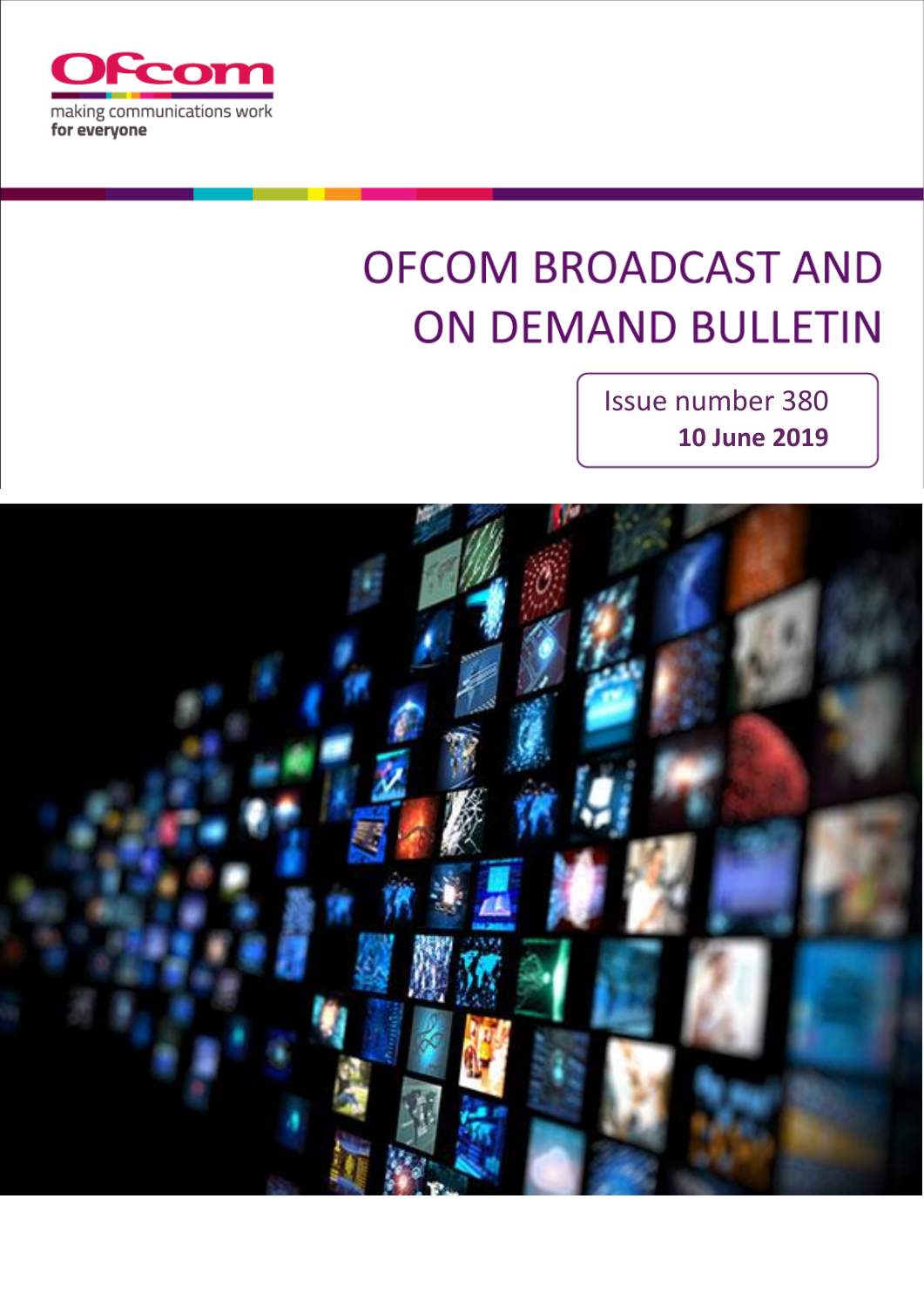Ofcom

making communications work
for everyone

# OFCOM BROADCAST AND ON DEMAND BULLETIN

Issue number 380

**10 June 2019**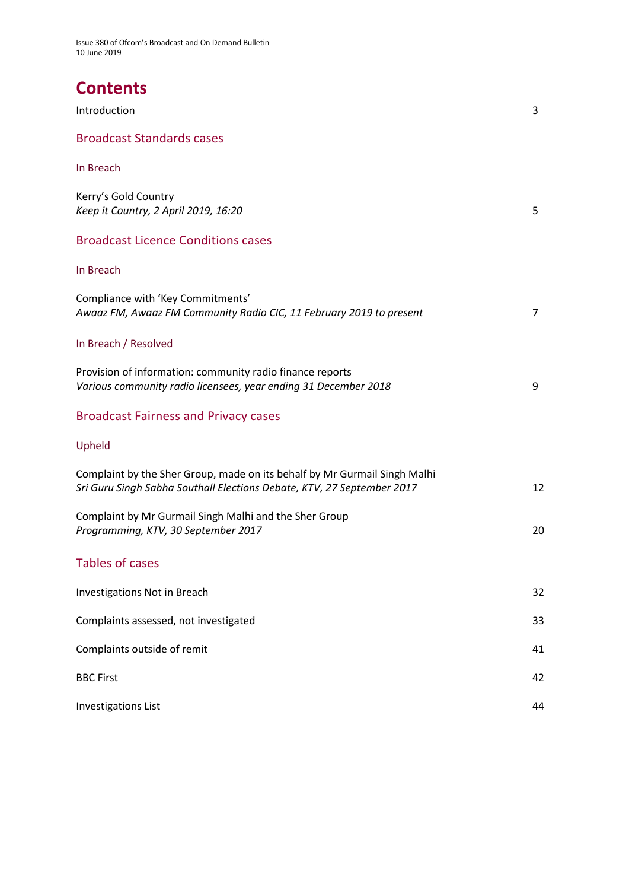Issue 380 of Ofcom's Broadcast and On Demand Bulletin
10 June 2019

# Contents

Introduction 3

## Broadcast Standards cases

### In Breach

Kerry's Gold Country
*Keep it Country, 2 April 2019, 16:20* 5

## Broadcast Licence Conditions cases

### In Breach

Compliance with 'Key Commitments'
*Awaaz FM, Awaaz FM Community Radio CIC, 11 February 2019 to present* 7

### In Breach / Resolved

Provision of information: community radio finance reports
*Various community radio licensees, year ending 31 December 2018* 9

## Broadcast Fairness and Privacy cases

### Upheld

Complaint by the Sher Group, made on its behalf by Mr Gurmail Singh Malhi
*Sri Guru Singh Sabha Southall Elections Debate, KTV, 27 September 2017* 12

Complaint by Mr Gurmail Singh Malhi and the Sher Group
*Programming, KTV, 30 September 2017* 20

## Tables of cases

Investigations Not in Breach 32

Complaints assessed, not investigated 33

Complaints outside of remit 41

BBC First 42

Investigations List 44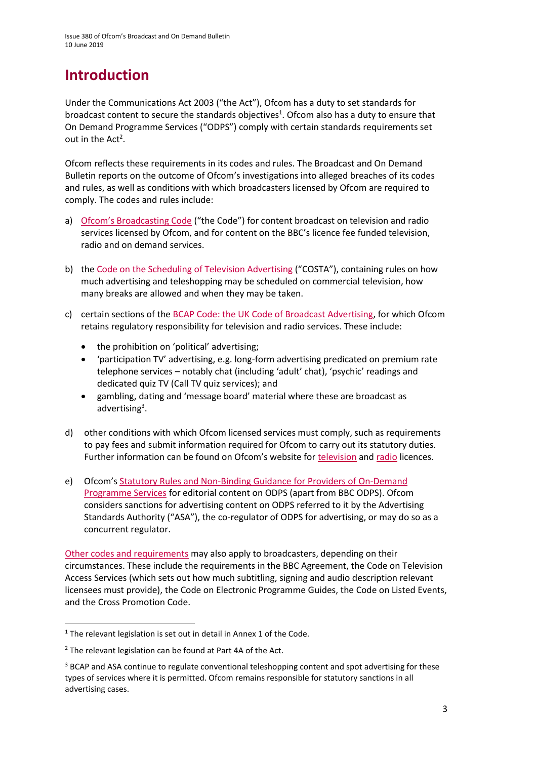# Introduction

Under the Communications Act 2003 ("the Act"), Ofcom has a duty to set standards for broadcast content to secure the standards objectives[1]. Ofcom also has a duty to ensure that On Demand Programme Services ("ODPS") comply with certain standards requirements set out in the Act[2].

Ofcom reflects these requirements in its codes and rules. The Broadcast and On Demand Bulletin reports on the outcome of Ofcom's investigations into alleged breaches of its codes and rules, as well as conditions with which broadcasters licensed by Ofcom are required to comply. The codes and rules include:

a) Ofcom's Broadcasting Code ("the Code") for content broadcast on television and radio services licensed by Ofcom, and for content on the BBC's licence fee funded television, radio and on demand services.

b) the Code on the Scheduling of Television Advertising ("COSTA"), containing rules on how much advertising and teleshopping may be scheduled on commercial television, how many breaks are allowed and when they may be taken.

c) certain sections of the BCAP Code: the UK Code of Broadcast Advertising, for which Ofcom retains regulatory responsibility for television and radio services. These include:
   - the prohibition on 'political' advertising;
   - 'participation TV' advertising, e.g. long-form advertising predicated on premium rate telephone services – notably chat (including 'adult' chat), 'psychic' readings and dedicated quiz TV (Call TV quiz services); and
   - gambling, dating and 'message board' material where these are broadcast as advertising[3].

d) other conditions with which Ofcom licensed services must comply, such as requirements to pay fees and submit information required for Ofcom to carry out its statutory duties. Further information can be found on Ofcom's website for television and radio licences.

e) Ofcom's Statutory Rules and Non-Binding Guidance for Providers of On-Demand Programme Services for editorial content on ODPS (apart from BBC ODPS). Ofcom considers sanctions for advertising content on ODPS referred to it by the Advertising Standards Authority ("ASA"), the co-regulator of ODPS for advertising, or may do so as a concurrent regulator.

Other codes and requirements may also apply to broadcasters, depending on their circumstances. These include the requirements in the BBC Agreement, the Code on Television Access Services (which sets out how much subtitling, signing and audio description relevant licensees must provide), the Code on Electronic Programme Guides, the Code on Listed Events, and the Cross Promotion Code.

---

[1] The relevant legislation is set out in detail in Annex 1 of the Code.

[2] The relevant legislation can be found at Part 4A of the Act.

[3] BCAP and ASA continue to regulate conventional teleshopping content and spot advertising for these types of services where it is permitted. Ofcom remains responsible for statutory sanctions in all advertising cases.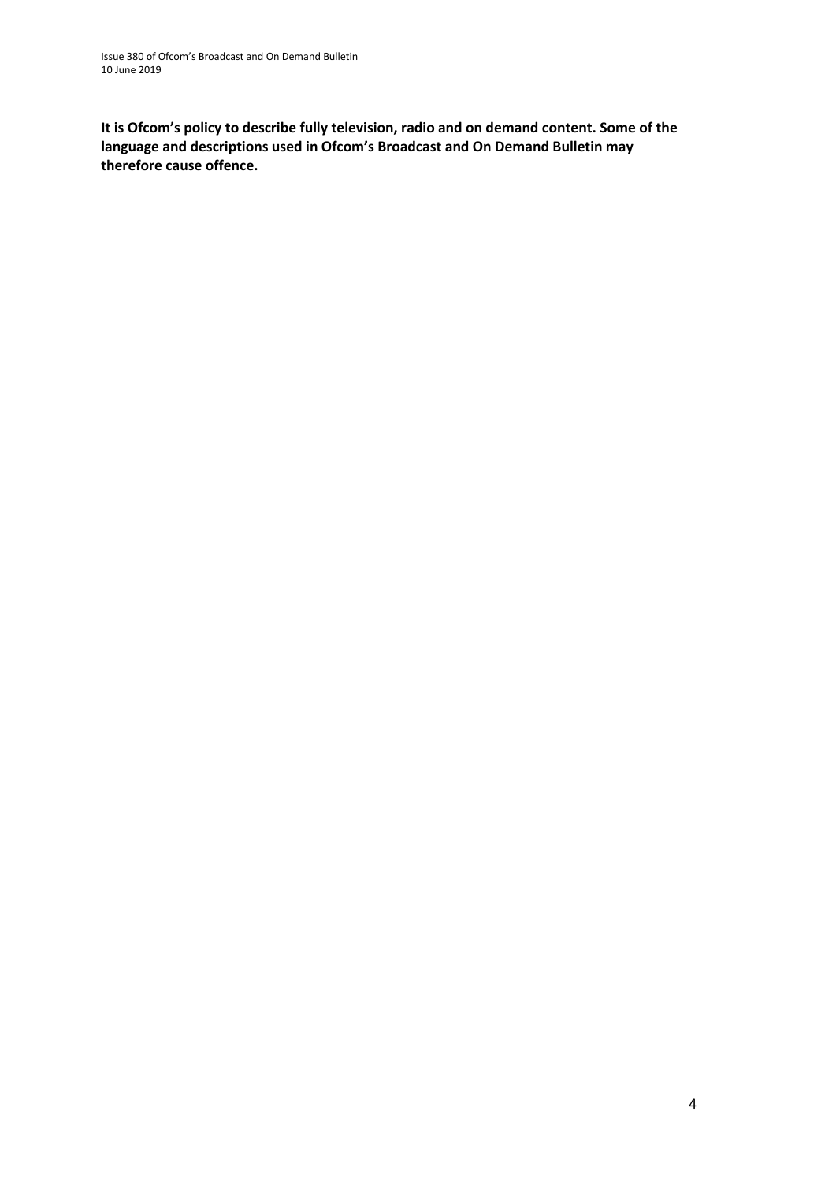**It is Ofcom's policy to describe fully television, radio and on demand content. Some of the language and descriptions used in Ofcom's Broadcast and On Demand Bulletin may therefore cause offence.**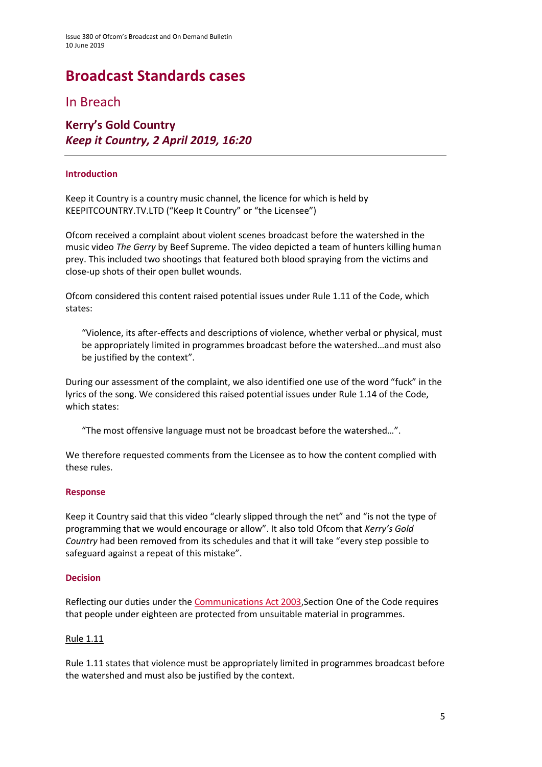# Broadcast Standards cases

## In Breach

### Kerry's Gold Country
### *Keep it Country, 2 April 2019, 16:20*

---

#### Introduction

Keep it Country is a country music channel, the licence for which is held by KEEPITCOUNTRY.TV.LTD ("Keep It Country" or "the Licensee")

Ofcom received a complaint about violent scenes broadcast before the watershed in the music video *The Gerry* by Beef Supreme. The video depicted a team of hunters killing human prey. This included two shootings that featured both blood spraying from the victims and close-up shots of their open bullet wounds.

Ofcom considered this content raised potential issues under Rule 1.11 of the Code, which states:

> "Violence, its after-effects and descriptions of violence, whether verbal or physical, must be appropriately limited in programmes broadcast before the watershed…and must also be justified by the context".

During our assessment of the complaint, we also identified one use of the word "fuck" in the lyrics of the song. We considered this raised potential issues under Rule 1.14 of the Code, which states:

> "The most offensive language must not be broadcast before the watershed…".

We therefore requested comments from the Licensee as to how the content complied with these rules.

#### Response

Keep it Country said that this video "clearly slipped through the net" and "is not the type of programming that we would encourage or allow". It also told Ofcom that *Kerry's Gold Country* had been removed from its schedules and that it will take "every step possible to safeguard against a repeat of this mistake".

#### Decision

Reflecting our duties under the Communications Act 2003,Section One of the Code requires that people under eighteen are protected from unsuitable material in programmes.

Rule 1.11

Rule 1.11 states that violence must be appropriately limited in programmes broadcast before the watershed and must also be justified by the context.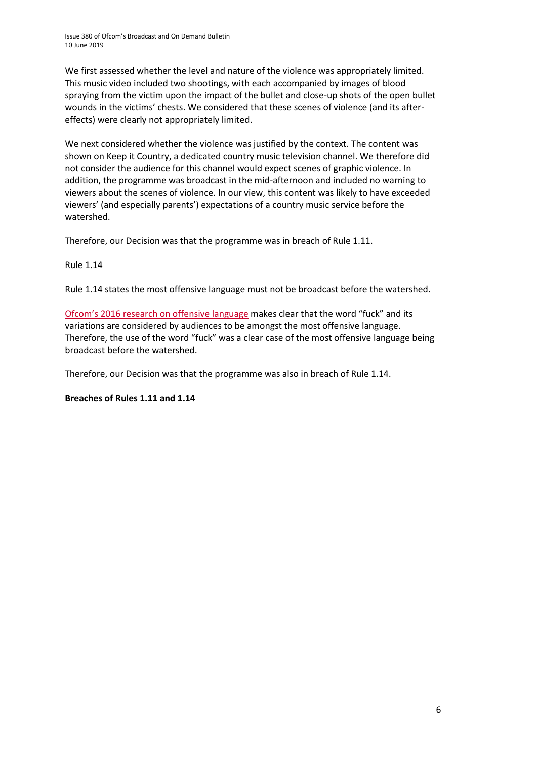We first assessed whether the level and nature of the violence was appropriately limited. This music video included two shootings, with each accompanied by images of blood spraying from the victim upon the impact of the bullet and close-up shots of the open bullet wounds in the victims' chests. We considered that these scenes of violence (and its after-effects) were clearly not appropriately limited.

We next considered whether the violence was justified by the context. The content was shown on Keep it Country, a dedicated country music television channel. We therefore did not consider the audience for this channel would expect scenes of graphic violence. In addition, the programme was broadcast in the mid-afternoon and included no warning to viewers about the scenes of violence. In our view, this content was likely to have exceeded viewers' (and especially parents') expectations of a country music service before the watershed.

Therefore, our Decision was that the programme was in breach of Rule 1.11.

Rule 1.14

Rule 1.14 states the most offensive language must not be broadcast before the watershed.

Ofcom's 2016 research on offensive language makes clear that the word "fuck" and its variations are considered by audiences to be amongst the most offensive language. Therefore, the use of the word "fuck" was a clear case of the most offensive language being broadcast before the watershed.

Therefore, our Decision was that the programme was also in breach of Rule 1.14.

**Breaches of Rules 1.11 and 1.14**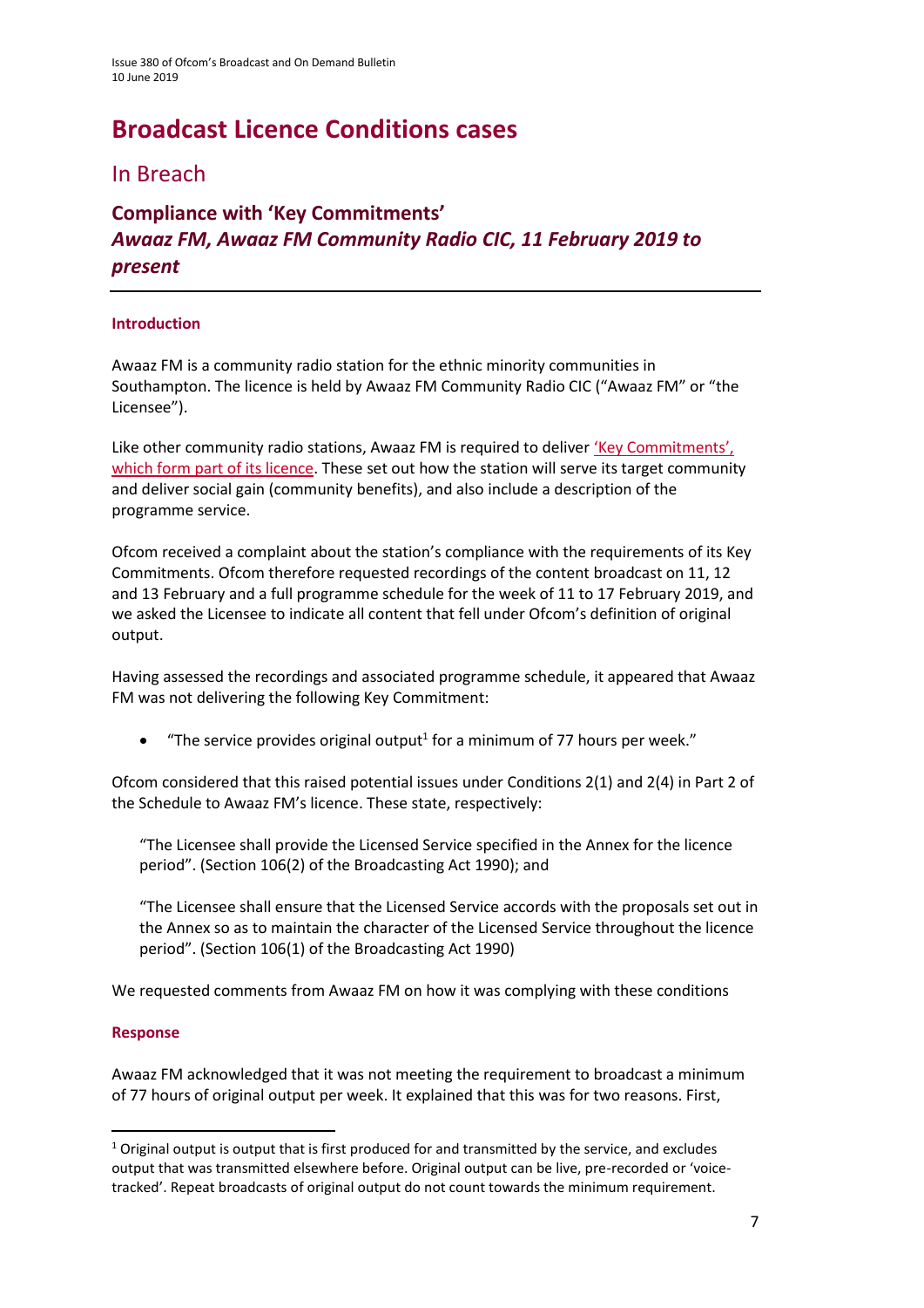# Broadcast Licence Conditions cases

## In Breach

### Compliance with 'Key Commitments'
### *Awaaz FM, Awaaz FM Community Radio CIC, 11 February 2019 to present*

#### Introduction

Awaaz FM is a community radio station for the ethnic minority communities in Southampton. The licence is held by Awaaz FM Community Radio CIC ("Awaaz FM" or "the Licensee").

Like other community radio stations, Awaaz FM is required to deliver 'Key Commitments', which form part of its licence. These set out how the station will serve its target community and deliver social gain (community benefits), and also include a description of the programme service.

Ofcom received a complaint about the station's compliance with the requirements of its Key Commitments. Ofcom therefore requested recordings of the content broadcast on 11, 12 and 13 February and a full programme schedule for the week of 11 to 17 February 2019, and we asked the Licensee to indicate all content that fell under Ofcom's definition of original output.

Having assessed the recordings and associated programme schedule, it appeared that Awaaz FM was not delivering the following Key Commitment:

- "The service provides original output[1] for a minimum of 77 hours per week."

Ofcom considered that this raised potential issues under Conditions 2(1) and 2(4) in Part 2 of the Schedule to Awaaz FM's licence. These state, respectively:

> "The Licensee shall provide the Licensed Service specified in the Annex for the licence period". (Section 106(2) of the Broadcasting Act 1990); and
>
> "The Licensee shall ensure that the Licensed Service accords with the proposals set out in the Annex so as to maintain the character of the Licensed Service throughout the licence period". (Section 106(1) of the Broadcasting Act 1990)

We requested comments from Awaaz FM on how it was complying with these conditions

#### Response

Awaaz FM acknowledged that it was not meeting the requirement to broadcast a minimum of 77 hours of original output per week. It explained that this was for two reasons. First,

[1] Original output is output that is first produced for and transmitted by the service, and excludes output that was transmitted elsewhere before. Original output can be live, pre-recorded or 'voice-tracked'. Repeat broadcasts of original output do not count towards the minimum requirement.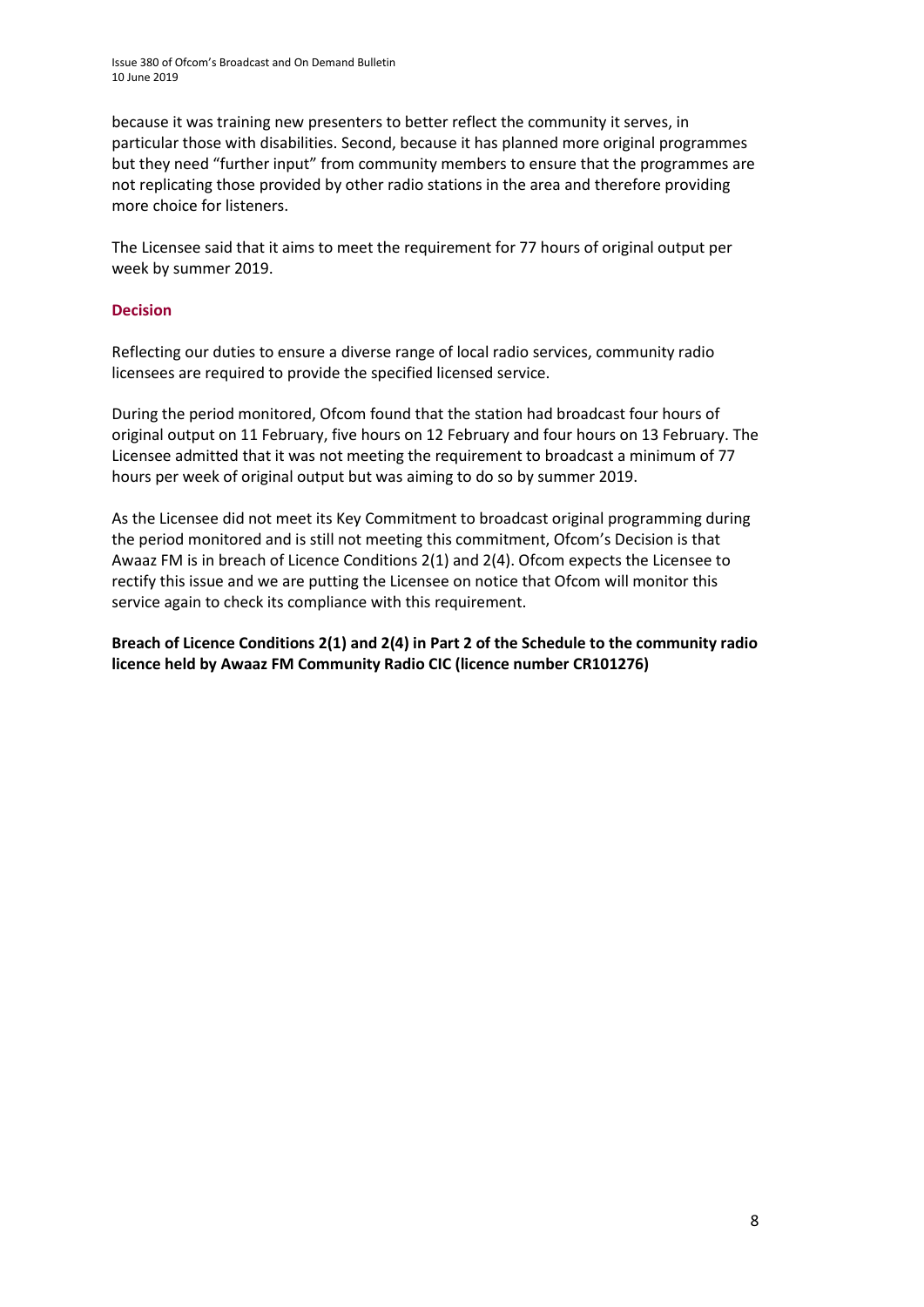because it was training new presenters to better reflect the community it serves, in particular those with disabilities. Second, because it has planned more original programmes but they need "further input" from community members to ensure that the programmes are not replicating those provided by other radio stations in the area and therefore providing more choice for listeners.

The Licensee said that it aims to meet the requirement for 77 hours of original output per week by summer 2019.

### Decision

Reflecting our duties to ensure a diverse range of local radio services, community radio licensees are required to provide the specified licensed service.

During the period monitored, Ofcom found that the station had broadcast four hours of original output on 11 February, five hours on 12 February and four hours on 13 February. The Licensee admitted that it was not meeting the requirement to broadcast a minimum of 77 hours per week of original output but was aiming to do so by summer 2019.

As the Licensee did not meet its Key Commitment to broadcast original programming during the period monitored and is still not meeting this commitment, Ofcom's Decision is that Awaaz FM is in breach of Licence Conditions 2(1) and 2(4). Ofcom expects the Licensee to rectify this issue and we are putting the Licensee on notice that Ofcom will monitor this service again to check its compliance with this requirement.

**Breach of Licence Conditions 2(1) and 2(4) in Part 2 of the Schedule to the community radio licence held by Awaaz FM Community Radio CIC (licence number CR101276)**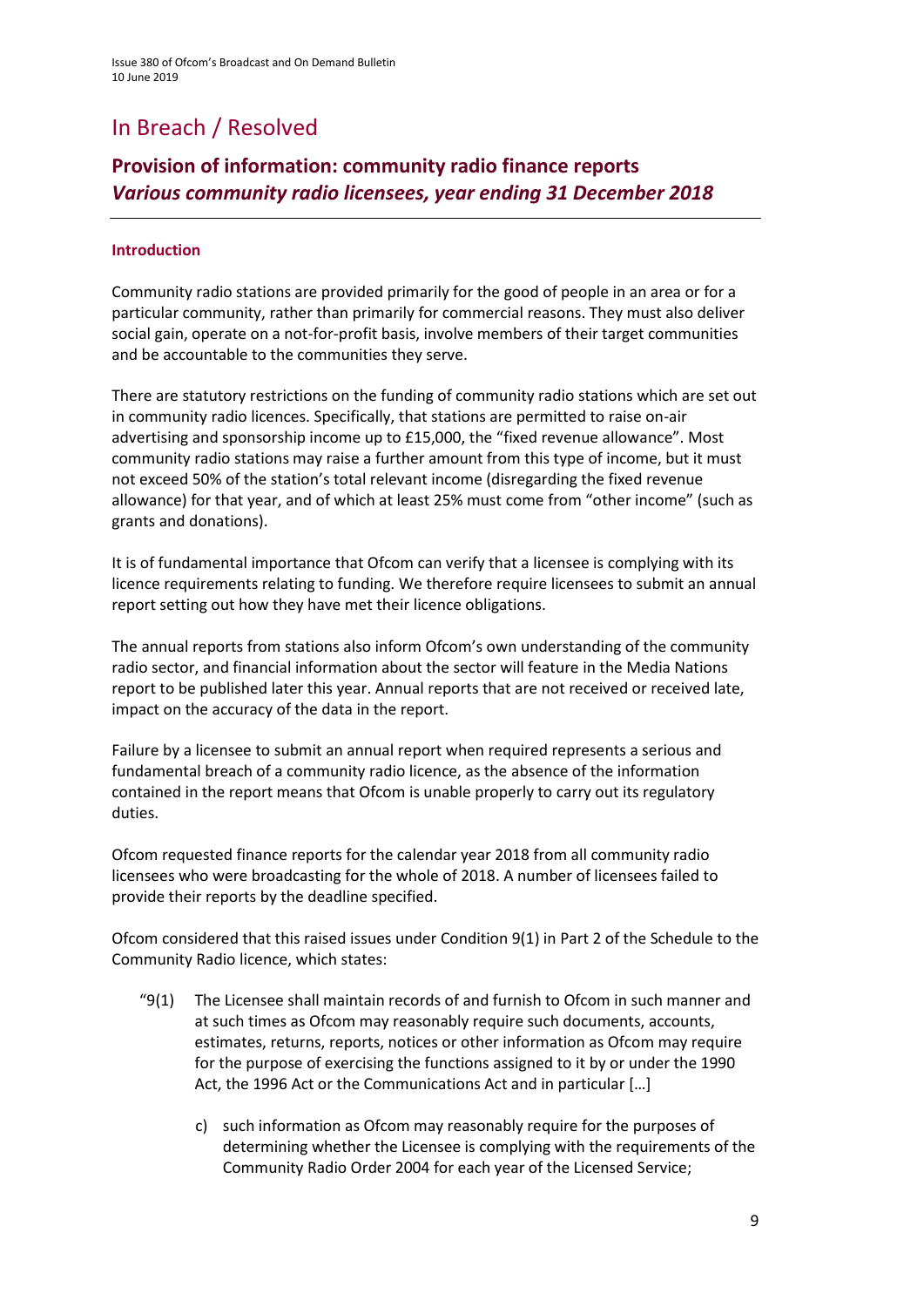# In Breach / Resolved

## Provision of information: community radio finance reports
### *Various community radio licensees, year ending 31 December 2018*

---

#### Introduction

Community radio stations are provided primarily for the good of people in an area or for a particular community, rather than primarily for commercial reasons. They must also deliver social gain, operate on a not-for-profit basis, involve members of their target communities and be accountable to the communities they serve.

There are statutory restrictions on the funding of community radio stations which are set out in community radio licences. Specifically, that stations are permitted to raise on-air advertising and sponsorship income up to £15,000, the "fixed revenue allowance". Most community radio stations may raise a further amount from this type of income, but it must not exceed 50% of the station's total relevant income (disregarding the fixed revenue allowance) for that year, and of which at least 25% must come from "other income" (such as grants and donations).

It is of fundamental importance that Ofcom can verify that a licensee is complying with its licence requirements relating to funding. We therefore require licensees to submit an annual report setting out how they have met their licence obligations.

The annual reports from stations also inform Ofcom's own understanding of the community radio sector, and financial information about the sector will feature in the Media Nations report to be published later this year. Annual reports that are not received or received late, impact on the accuracy of the data in the report.

Failure by a licensee to submit an annual report when required represents a serious and fundamental breach of a community radio licence, as the absence of the information contained in the report means that Ofcom is unable properly to carry out its regulatory duties.

Ofcom requested finance reports for the calendar year 2018 from all community radio licensees who were broadcasting for the whole of 2018. A number of licensees failed to provide their reports by the deadline specified.

Ofcom considered that this raised issues under Condition 9(1) in Part 2 of the Schedule to the Community Radio licence, which states:

> "9(1) The Licensee shall maintain records of and furnish to Ofcom in such manner and at such times as Ofcom may reasonably require such documents, accounts, estimates, returns, reports, notices or other information as Ofcom may require for the purpose of exercising the functions assigned to it by or under the 1990 Act, the 1996 Act or the Communications Act and in particular […]
>
> c) such information as Ofcom may reasonably require for the purposes of determining whether the Licensee is complying with the requirements of the Community Radio Order 2004 for each year of the Licensed Service;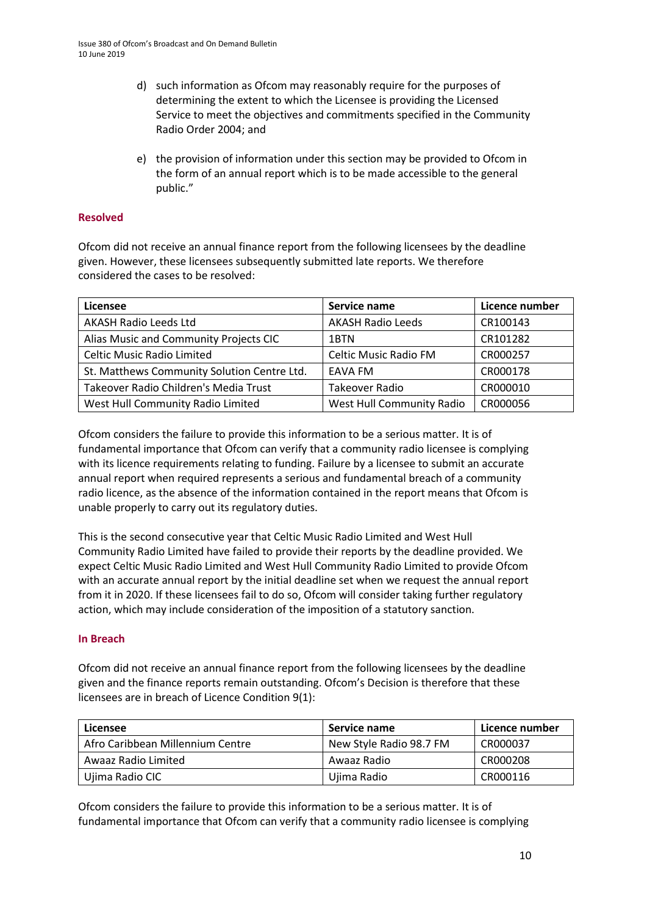d) such information as Ofcom may reasonably require for the purposes of determining the extent to which the Licensee is providing the Licensed Service to meet the objectives and commitments specified in the Community Radio Order 2004; and

e) the provision of information under this section may be provided to Ofcom in the form of an annual report which is to be made accessible to the general public."

### Resolved

Ofcom did not receive an annual finance report from the following licensees by the deadline given. However, these licensees subsequently submitted late reports. We therefore considered the cases to be resolved:

| Licensee | Service name | Licence number |
|---|---|---|
| AKASH Radio Leeds Ltd | AKASH Radio Leeds | CR100143 |
| Alias Music and Community Projects CIC | 1BTN | CR101282 |
| Celtic Music Radio Limited | Celtic Music Radio FM | CR000257 |
| St. Matthews Community Solution Centre Ltd. | EAVA FM | CR000178 |
| Takeover Radio Children's Media Trust | Takeover Radio | CR000010 |
| West Hull Community Radio Limited | West Hull Community Radio | CR000056 |

Ofcom considers the failure to provide this information to be a serious matter. It is of fundamental importance that Ofcom can verify that a community radio licensee is complying with its licence requirements relating to funding. Failure by a licensee to submit an accurate annual report when required represents a serious and fundamental breach of a community radio licence, as the absence of the information contained in the report means that Ofcom is unable properly to carry out its regulatory duties.

This is the second consecutive year that Celtic Music Radio Limited and West Hull Community Radio Limited have failed to provide their reports by the deadline provided. We expect Celtic Music Radio Limited and West Hull Community Radio Limited to provide Ofcom with an accurate annual report by the initial deadline set when we request the annual report from it in 2020. If these licensees fail to do so, Ofcom will consider taking further regulatory action, which may include consideration of the imposition of a statutory sanction.

### In Breach

Ofcom did not receive an annual finance report from the following licensees by the deadline given and the finance reports remain outstanding. Ofcom's Decision is therefore that these licensees are in breach of Licence Condition 9(1):

| Licensee | Service name | Licence number |
|---|---|---|
| Afro Caribbean Millennium Centre | New Style Radio 98.7 FM | CR000037 |
| Awaaz Radio Limited | Awaaz Radio | CR000208 |
| Ujima Radio CIC | Ujima Radio | CR000116 |

Ofcom considers the failure to provide this information to be a serious matter. It is of fundamental importance that Ofcom can verify that a community radio licensee is complying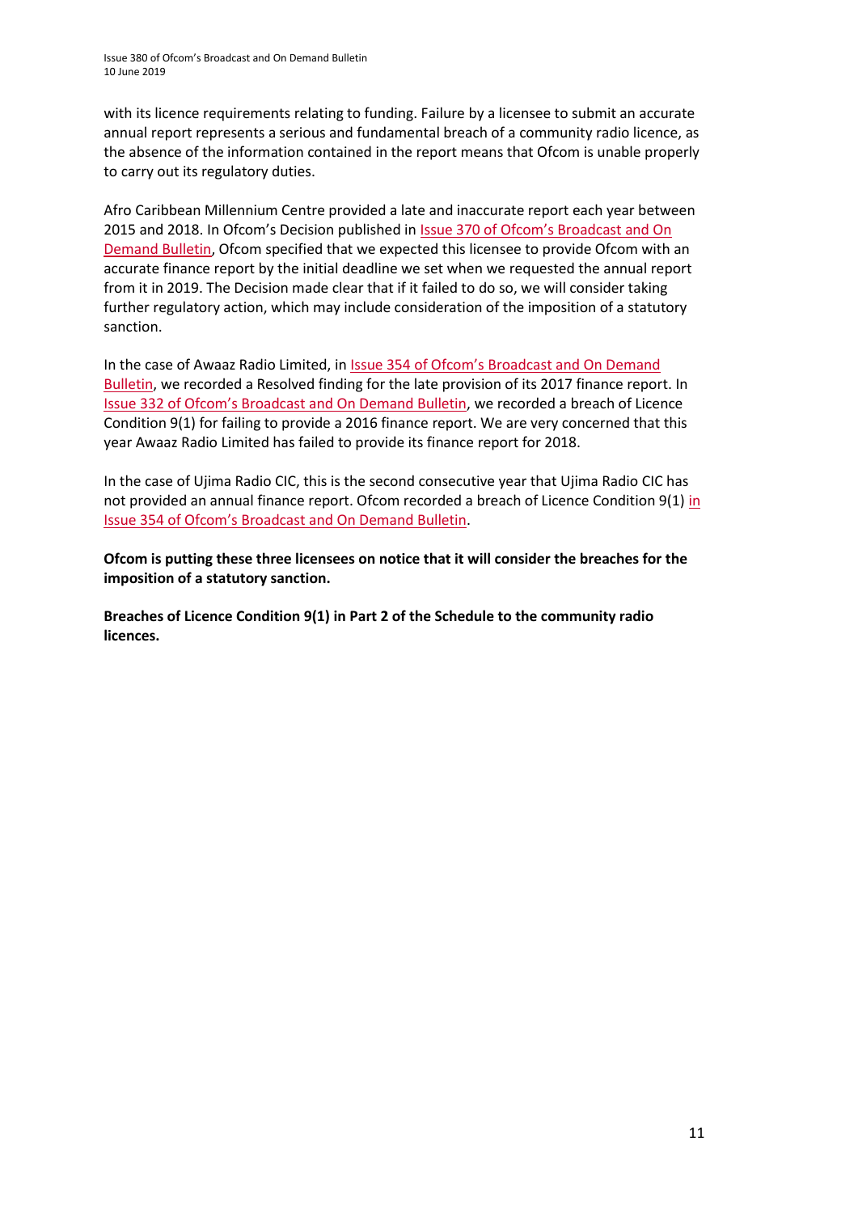with its licence requirements relating to funding. Failure by a licensee to submit an accurate annual report represents a serious and fundamental breach of a community radio licence, as the absence of the information contained in the report means that Ofcom is unable properly to carry out its regulatory duties.

Afro Caribbean Millennium Centre provided a late and inaccurate report each year between 2015 and 2018. In Ofcom's Decision published in Issue 370 of Ofcom's Broadcast and On Demand Bulletin, Ofcom specified that we expected this licensee to provide Ofcom with an accurate finance report by the initial deadline we set when we requested the annual report from it in 2019. The Decision made clear that if it failed to do so, we will consider taking further regulatory action, which may include consideration of the imposition of a statutory sanction.

In the case of Awaaz Radio Limited, in Issue 354 of Ofcom's Broadcast and On Demand Bulletin, we recorded a Resolved finding for the late provision of its 2017 finance report. In Issue 332 of Ofcom's Broadcast and On Demand Bulletin, we recorded a breach of Licence Condition 9(1) for failing to provide a 2016 finance report. We are very concerned that this year Awaaz Radio Limited has failed to provide its finance report for 2018.

In the case of Ujima Radio CIC, this is the second consecutive year that Ujima Radio CIC has not provided an annual finance report. Ofcom recorded a breach of Licence Condition 9(1) in Issue 354 of Ofcom's Broadcast and On Demand Bulletin.

**Ofcom is putting these three licensees on notice that it will consider the breaches for the imposition of a statutory sanction.**

**Breaches of Licence Condition 9(1) in Part 2 of the Schedule to the community radio licences.**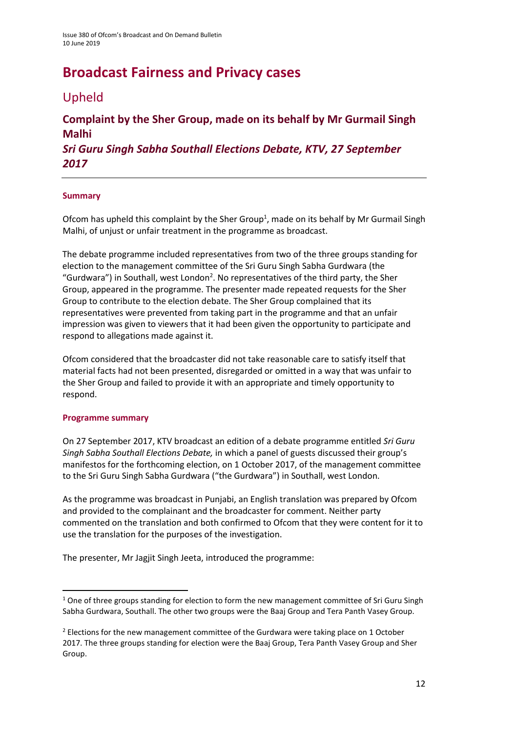# Broadcast Fairness and Privacy cases

## Upheld

### Complaint by the Sher Group, made on its behalf by Mr Gurmail Singh Malhi

### *Sri Guru Singh Sabha Southall Elections Debate, KTV, 27 September 2017*

---

#### Summary

Ofcom has upheld this complaint by the Sher Group[1], made on its behalf by Mr Gurmail Singh Malhi, of unjust or unfair treatment in the programme as broadcast.

The debate programme included representatives from two of the three groups standing for election to the management committee of the Sri Guru Singh Sabha Gurdwara (the "Gurdwara") in Southall, west London[2]. No representatives of the third party, the Sher Group, appeared in the programme. The presenter made repeated requests for the Sher Group to contribute to the election debate. The Sher Group complained that its representatives were prevented from taking part in the programme and that an unfair impression was given to viewers that it had been given the opportunity to participate and respond to allegations made against it.

Ofcom considered that the broadcaster did not take reasonable care to satisfy itself that material facts had not been presented, disregarded or omitted in a way that was unfair to the Sher Group and failed to provide it with an appropriate and timely opportunity to respond.

#### Programme summary

On 27 September 2017, KTV broadcast an edition of a debate programme entitled *Sri Guru Singh Sabha Southall Elections Debate,* in which a panel of guests discussed their group's manifestos for the forthcoming election, on 1 October 2017, of the management committee to the Sri Guru Singh Sabha Gurdwara ("the Gurdwara") in Southall, west London.

As the programme was broadcast in Punjabi, an English translation was prepared by Ofcom and provided to the complainant and the broadcaster for comment. Neither party commented on the translation and both confirmed to Ofcom that they were content for it to use the translation for the purposes of the investigation.

The presenter, Mr Jagjit Singh Jeeta, introduced the programme:

---

[1] One of three groups standing for election to form the new management committee of Sri Guru Singh Sabha Gurdwara, Southall. The other two groups were the Baaj Group and Tera Panth Vasey Group.

[2] Elections for the new management committee of the Gurdwara were taking place on 1 October 2017. The three groups standing for election were the Baaj Group, Tera Panth Vasey Group and Sher Group.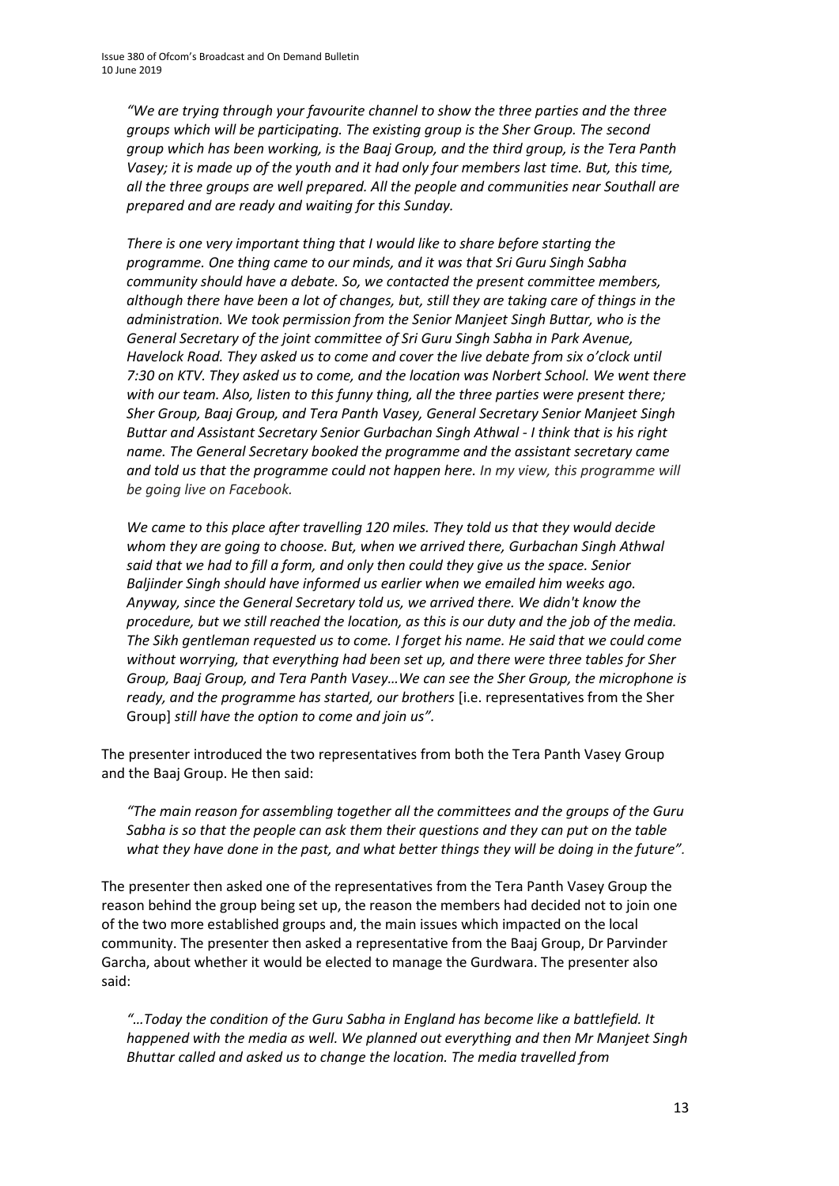*"We are trying through your favourite channel to show the three parties and the three groups which will be participating. The existing group is the Sher Group. The second group which has been working, is the Baaj Group, and the third group, is the Tera Panth Vasey; it is made up of the youth and it had only four members last time. But, this time, all the three groups are well prepared. All the people and communities near Southall are prepared and are ready and waiting for this Sunday.*

*There is one very important thing that I would like to share before starting the programme. One thing came to our minds, and it was that Sri Guru Singh Sabha community should have a debate. So, we contacted the present committee members, although there have been a lot of changes, but, still they are taking care of things in the administration. We took permission from the Senior Manjeet Singh Buttar, who is the General Secretary of the joint committee of Sri Guru Singh Sabha in Park Avenue, Havelock Road. They asked us to come and cover the live debate from six o'clock until 7:30 on KTV. They asked us to come, and the location was Norbert School. We went there with our team. Also, listen to this funny thing, all the three parties were present there; Sher Group, Baaj Group, and Tera Panth Vasey, General Secretary Senior Manjeet Singh Buttar and Assistant Secretary Senior Gurbachan Singh Athwal - I think that is his right name. The General Secretary booked the programme and the assistant secretary came and told us that the programme could not happen here. In my view, this programme will be going live on Facebook.*

*We came to this place after travelling 120 miles. They told us that they would decide whom they are going to choose. But, when we arrived there, Gurbachan Singh Athwal said that we had to fill a form, and only then could they give us the space. Senior Baljinder Singh should have informed us earlier when we emailed him weeks ago. Anyway, since the General Secretary told us, we arrived there. We didn't know the procedure, but we still reached the location, as this is our duty and the job of the media. The Sikh gentleman requested us to come. I forget his name. He said that we could come without worrying, that everything had been set up, and there were three tables for Sher Group, Baaj Group, and Tera Panth Vasey…We can see the Sher Group, the microphone is ready, and the programme has started, our brothers* [i.e. representatives from the Sher Group] *still have the option to come and join us".*

The presenter introduced the two representatives from both the Tera Panth Vasey Group and the Baaj Group. He then said:

*"The main reason for assembling together all the committees and the groups of the Guru Sabha is so that the people can ask them their questions and they can put on the table what they have done in the past, and what better things they will be doing in the future".*

The presenter then asked one of the representatives from the Tera Panth Vasey Group the reason behind the group being set up, the reason the members had decided not to join one of the two more established groups and, the main issues which impacted on the local community. The presenter then asked a representative from the Baaj Group, Dr Parvinder Garcha, about whether it would be elected to manage the Gurdwara. The presenter also said:

*"…Today the condition of the Guru Sabha in England has become like a battlefield. It happened with the media as well. We planned out everything and then Mr Manjeet Singh Bhuttar called and asked us to change the location. The media travelled from*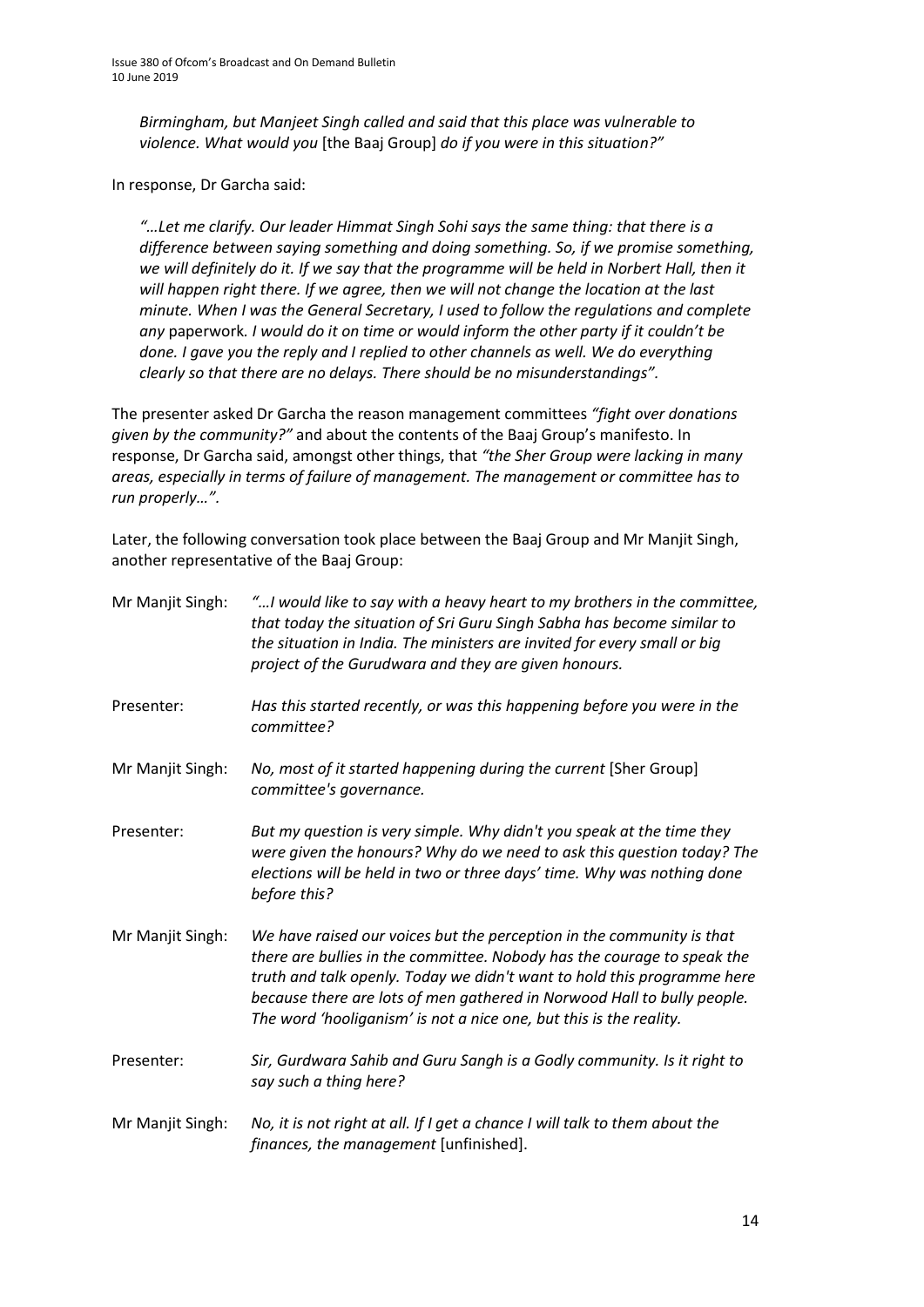*Birmingham, but Manjeet Singh called and said that this place was vulnerable to violence. What would you* [the Baaj Group] *do if you were in this situation?"*

In response, Dr Garcha said:

*"…Let me clarify. Our leader Himmat Singh Sohi says the same thing: that there is a difference between saying something and doing something. So, if we promise something, we will definitely do it. If we say that the programme will be held in Norbert Hall, then it will happen right there. If we agree, then we will not change the location at the last minute. When I was the General Secretary, I used to follow the regulations and complete any* paperwork*. I would do it on time or would inform the other party if it couldn't be done. I gave you the reply and I replied to other channels as well. We do everything clearly so that there are no delays. There should be no misunderstandings".*

The presenter asked Dr Garcha the reason management committees *"fight over donations given by the community?"* and about the contents of the Baaj Group's manifesto. In response, Dr Garcha said, amongst other things, that *"the Sher Group were lacking in many areas, especially in terms of failure of management. The management or committee has to run properly…".*

Later, the following conversation took place between the Baaj Group and Mr Manjit Singh, another representative of the Baaj Group:

| | |
|---|---|
| Mr Manjit Singh: | *"…I would like to say with a heavy heart to my brothers in the committee, that today the situation of Sri Guru Singh Sabha has become similar to the situation in India. The ministers are invited for every small or big project of the Gurudwara and they are given honours.* |
| Presenter: | *Has this started recently, or was this happening before you were in the committee?* |
| Mr Manjit Singh: | *No, most of it started happening during the current* [Sher Group] *committee's governance.* |
| Presenter: | *But my question is very simple. Why didn't you speak at the time they were given the honours? Why do we need to ask this question today? The elections will be held in two or three days' time. Why was nothing done before this?* |
| Mr Manjit Singh: | *We have raised our voices but the perception in the community is that there are bullies in the committee. Nobody has the courage to speak the truth and talk openly. Today we didn't want to hold this programme here because there are lots of men gathered in Norwood Hall to bully people. The word 'hooliganism' is not a nice one, but this is the reality.* |
| Presenter: | *Sir, Gurdwara Sahib and Guru Sangh is a Godly community. Is it right to say such a thing here?* |
| Mr Manjit Singh: | *No, it is not right at all. If I get a chance I will talk to them about the finances, the management* [unfinished]. |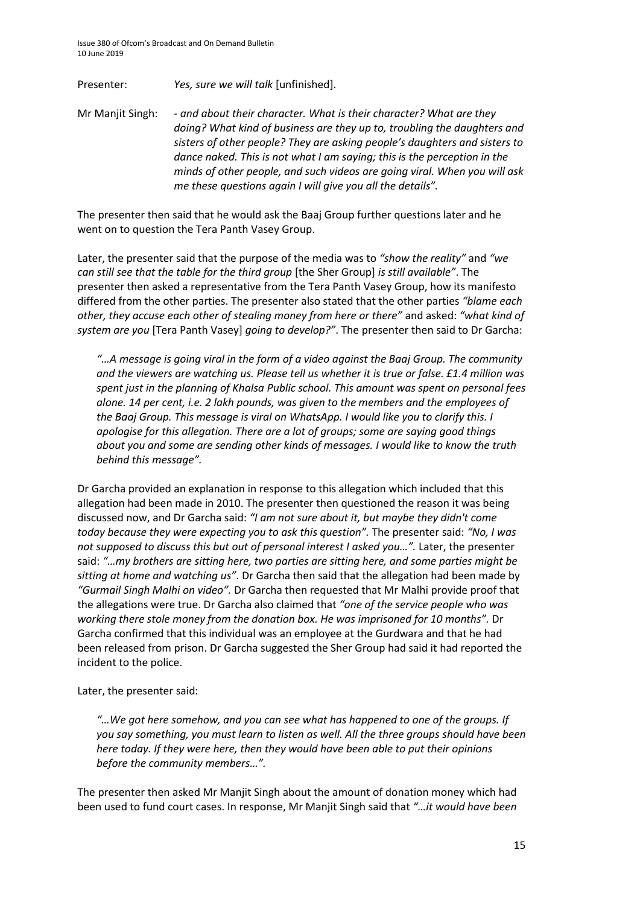Presenter: *Yes, sure we will talk* [unfinished].

Mr Manjit Singh: *- and about their character. What is their character? What are they doing? What kind of business are they up to, troubling the daughters and sisters of other people? They are asking people's daughters and sisters to dance naked. This is not what I am saying; this is the perception in the minds of other people, and such videos are going viral. When you will ask me these questions again I will give you all the details".*

The presenter then said that he would ask the Baaj Group further questions later and he went on to question the Tera Panth Vasey Group.

Later, the presenter said that the purpose of the media was to *"show the reality"* and *"we can still see that the table for the third group* [the Sher Group] *is still available"*. The presenter then asked a representative from the Tera Panth Vasey Group, how its manifesto differed from the other parties. The presenter also stated that the other parties *"blame each other, they accuse each other of stealing money from here or there"* and asked: *"what kind of system are you* [Tera Panth Vasey] *going to develop?"*. The presenter then said to Dr Garcha:

> *"…A message is going viral in the form of a video against the Baaj Group. The community and the viewers are watching us. Please tell us whether it is true or false. £1.4 million was spent just in the planning of Khalsa Public school. This amount was spent on personal fees alone. 14 per cent, i.e. 2 lakh pounds, was given to the members and the employees of the Baaj Group. This message is viral on WhatsApp. I would like you to clarify this. I apologise for this allegation. There are a lot of groups; some are saying good things about you and some are sending other kinds of messages. I would like to know the truth behind this message".*

Dr Garcha provided an explanation in response to this allegation which included that this allegation had been made in 2010. The presenter then questioned the reason it was being discussed now, and Dr Garcha said: *"I am not sure about it, but maybe they didn't come today because they were expecting you to ask this question".* The presenter said: *"No, I was not supposed to discuss this but out of personal interest I asked you…".* Later, the presenter said: *"…my brothers are sitting here, two parties are sitting here, and some parties might be sitting at home and watching us".* Dr Garcha then said that the allegation had been made by *"Gurmail Singh Malhi on video".* Dr Garcha then requested that Mr Malhi provide proof that the allegations were true. Dr Garcha also claimed that *"one of the service people who was working there stole money from the donation box. He was imprisoned for 10 months".* Dr Garcha confirmed that this individual was an employee at the Gurdwara and that he had been released from prison. Dr Garcha suggested the Sher Group had said it had reported the incident to the police.

Later, the presenter said:

> *"…We got here somehow, and you can see what has happened to one of the groups. If you say something, you must learn to listen as well. All the three groups should have been here today. If they were here, then they would have been able to put their opinions before the community members…".*

The presenter then asked Mr Manjit Singh about the amount of donation money which had been used to fund court cases. In response, Mr Manjit Singh said that *"…it would have been*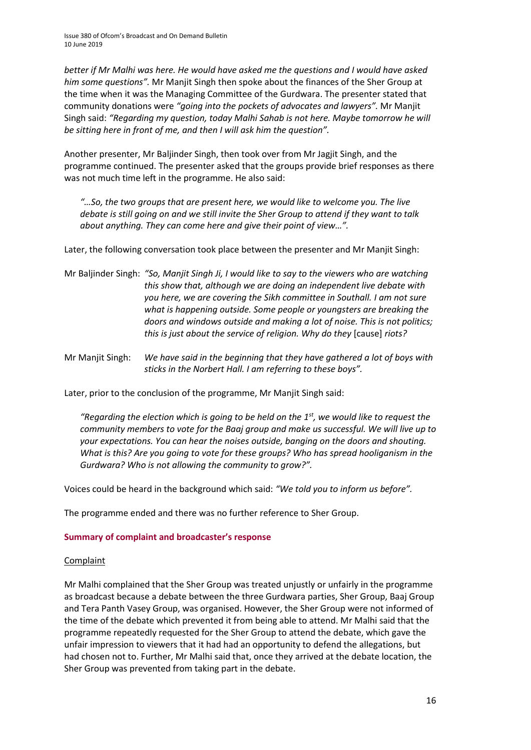*better if Mr Malhi was here. He would have asked me the questions and I would have asked him some questions".* Mr Manjit Singh then spoke about the finances of the Sher Group at the time when it was the Managing Committee of the Gurdwara. The presenter stated that community donations were *"going into the pockets of advocates and lawyers".* Mr Manjit Singh said: *"Regarding my question, today Malhi Sahab is not here. Maybe tomorrow he will be sitting here in front of me, and then I will ask him the question".*

Another presenter, Mr Baljinder Singh, then took over from Mr Jagjit Singh, and the programme continued. The presenter asked that the groups provide brief responses as there was not much time left in the programme. He also said:

> *"…So, the two groups that are present here, we would like to welcome you. The live debate is still going on and we still invite the Sher Group to attend if they want to talk about anything. They can come here and give their point of view…".*

Later, the following conversation took place between the presenter and Mr Manjit Singh:

Mr Baljinder Singh: *"So, Manjit Singh Ji, I would like to say to the viewers who are watching this show that, although we are doing an independent live debate with you here, we are covering the Sikh committee in Southall. I am not sure what is happening outside. Some people or youngsters are breaking the doors and windows outside and making a lot of noise. This is not politics; this is just about the service of religion. Why do they* [cause] *riots?*

Mr Manjit Singh: *We have said in the beginning that they have gathered a lot of boys with sticks in the Norbert Hall. I am referring to these boys".*

Later, prior to the conclusion of the programme, Mr Manjit Singh said:

> *"Regarding the election which is going to be held on the 1st, we would like to request the community members to vote for the Baaj group and make us successful. We will live up to your expectations. You can hear the noises outside, banging on the doors and shouting. What is this? Are you going to vote for these groups? Who has spread hooliganism in the Gurdwara? Who is not allowing the community to grow?".*

Voices could be heard in the background which said: *"We told you to inform us before".*

The programme ended and there was no further reference to Sher Group.

### Summary of complaint and broadcaster's response

Complaint

Mr Malhi complained that the Sher Group was treated unjustly or unfairly in the programme as broadcast because a debate between the three Gurdwara parties, Sher Group, Baaj Group and Tera Panth Vasey Group, was organised. However, the Sher Group were not informed of the time of the debate which prevented it from being able to attend. Mr Malhi said that the programme repeatedly requested for the Sher Group to attend the debate, which gave the unfair impression to viewers that it had had an opportunity to defend the allegations, but had chosen not to. Further, Mr Malhi said that, once they arrived at the debate location, the Sher Group was prevented from taking part in the debate.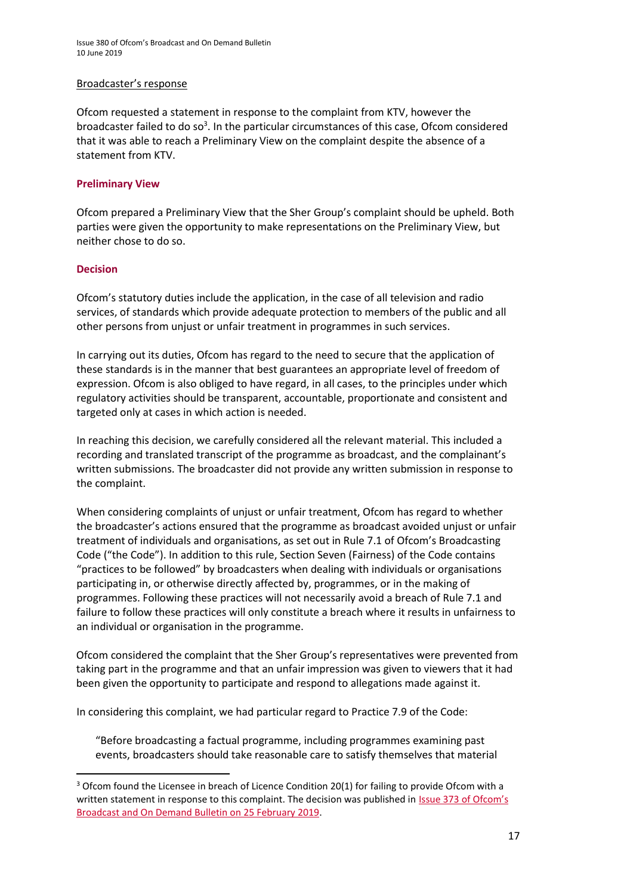Broadcaster's response

Ofcom requested a statement in response to the complaint from KTV, however the broadcaster failed to do so[3]. In the particular circumstances of this case, Ofcom considered that it was able to reach a Preliminary View on the complaint despite the absence of a statement from KTV.

### Preliminary View

Ofcom prepared a Preliminary View that the Sher Group's complaint should be upheld. Both parties were given the opportunity to make representations on the Preliminary View, but neither chose to do so.

### Decision

Ofcom's statutory duties include the application, in the case of all television and radio services, of standards which provide adequate protection to members of the public and all other persons from unjust or unfair treatment in programmes in such services.

In carrying out its duties, Ofcom has regard to the need to secure that the application of these standards is in the manner that best guarantees an appropriate level of freedom of expression. Ofcom is also obliged to have regard, in all cases, to the principles under which regulatory activities should be transparent, accountable, proportionate and consistent and targeted only at cases in which action is needed.

In reaching this decision, we carefully considered all the relevant material. This included a recording and translated transcript of the programme as broadcast, and the complainant's written submissions. The broadcaster did not provide any written submission in response to the complaint.

When considering complaints of unjust or unfair treatment, Ofcom has regard to whether the broadcaster's actions ensured that the programme as broadcast avoided unjust or unfair treatment of individuals and organisations, as set out in Rule 7.1 of Ofcom's Broadcasting Code ("the Code"). In addition to this rule, Section Seven (Fairness) of the Code contains "practices to be followed" by broadcasters when dealing with individuals or organisations participating in, or otherwise directly affected by, programmes, or in the making of programmes. Following these practices will not necessarily avoid a breach of Rule 7.1 and failure to follow these practices will only constitute a breach where it results in unfairness to an individual or organisation in the programme.

Ofcom considered the complaint that the Sher Group's representatives were prevented from taking part in the programme and that an unfair impression was given to viewers that it had been given the opportunity to participate and respond to allegations made against it.

In considering this complaint, we had particular regard to Practice 7.9 of the Code:

> "Before broadcasting a factual programme, including programmes examining past events, broadcasters should take reasonable care to satisfy themselves that material

[3] Ofcom found the Licensee in breach of Licence Condition 20(1) for failing to provide Ofcom with a written statement in response to this complaint. The decision was published in Issue 373 of Ofcom's Broadcast and On Demand Bulletin on 25 February 2019.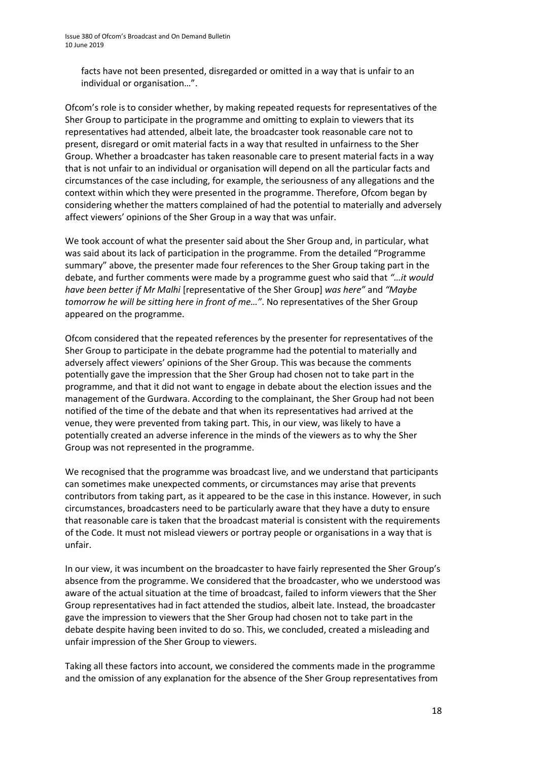facts have not been presented, disregarded or omitted in a way that is unfair to an individual or organisation…".

Ofcom's role is to consider whether, by making repeated requests for representatives of the Sher Group to participate in the programme and omitting to explain to viewers that its representatives had attended, albeit late, the broadcaster took reasonable care not to present, disregard or omit material facts in a way that resulted in unfairness to the Sher Group. Whether a broadcaster has taken reasonable care to present material facts in a way that is not unfair to an individual or organisation will depend on all the particular facts and circumstances of the case including, for example, the seriousness of any allegations and the context within which they were presented in the programme. Therefore, Ofcom began by considering whether the matters complained of had the potential to materially and adversely affect viewers' opinions of the Sher Group in a way that was unfair.

We took account of what the presenter said about the Sher Group and, in particular, what was said about its lack of participation in the programme. From the detailed "Programme summary" above, the presenter made four references to the Sher Group taking part in the debate, and further comments were made by a programme guest who said that *"…it would have been better if Mr Malhi* [representative of the Sher Group] *was here"* and *"Maybe tomorrow he will be sitting here in front of me…"*. No representatives of the Sher Group appeared on the programme.

Ofcom considered that the repeated references by the presenter for representatives of the Sher Group to participate in the debate programme had the potential to materially and adversely affect viewers' opinions of the Sher Group. This was because the comments potentially gave the impression that the Sher Group had chosen not to take part in the programme, and that it did not want to engage in debate about the election issues and the management of the Gurdwara. According to the complainant, the Sher Group had not been notified of the time of the debate and that when its representatives had arrived at the venue, they were prevented from taking part. This, in our view, was likely to have a potentially created an adverse inference in the minds of the viewers as to why the Sher Group was not represented in the programme.

We recognised that the programme was broadcast live, and we understand that participants can sometimes make unexpected comments, or circumstances may arise that prevents contributors from taking part, as it appeared to be the case in this instance. However, in such circumstances, broadcasters need to be particularly aware that they have a duty to ensure that reasonable care is taken that the broadcast material is consistent with the requirements of the Code. It must not mislead viewers or portray people or organisations in a way that is unfair.

In our view, it was incumbent on the broadcaster to have fairly represented the Sher Group's absence from the programme. We considered that the broadcaster, who we understood was aware of the actual situation at the time of broadcast, failed to inform viewers that the Sher Group representatives had in fact attended the studios, albeit late. Instead, the broadcaster gave the impression to viewers that the Sher Group had chosen not to take part in the debate despite having been invited to do so. This, we concluded, created a misleading and unfair impression of the Sher Group to viewers.

Taking all these factors into account, we considered the comments made in the programme and the omission of any explanation for the absence of the Sher Group representatives from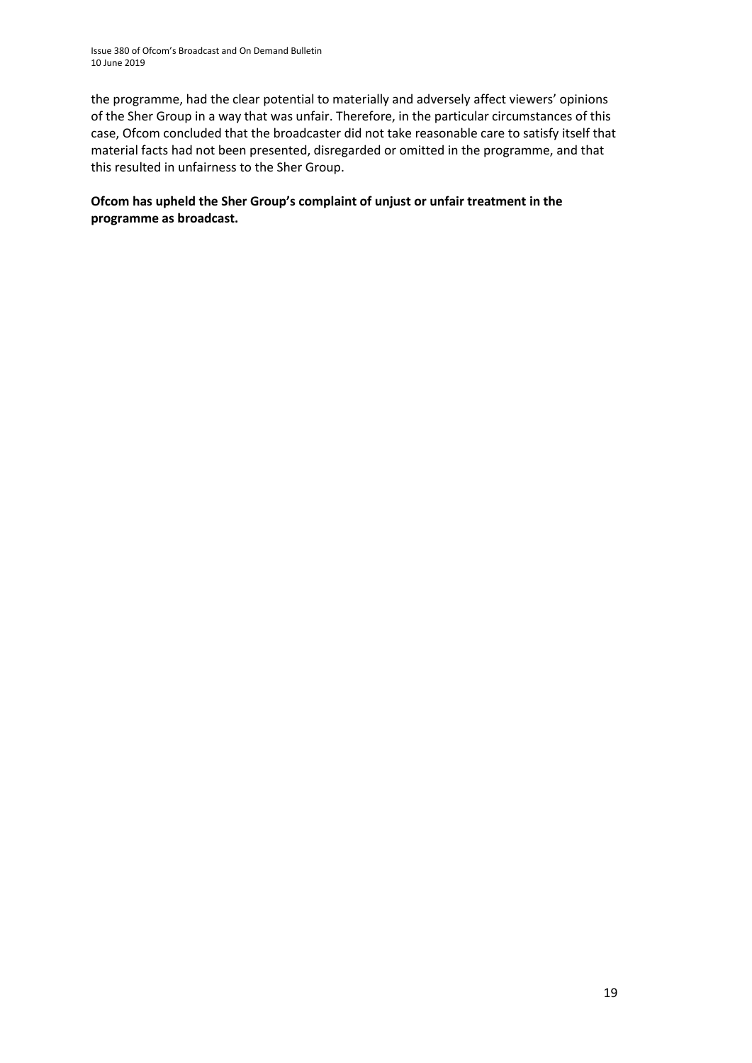the programme, had the clear potential to materially and adversely affect viewers' opinions of the Sher Group in a way that was unfair. Therefore, in the particular circumstances of this case, Ofcom concluded that the broadcaster did not take reasonable care to satisfy itself that material facts had not been presented, disregarded or omitted in the programme, and that this resulted in unfairness to the Sher Group.

**Ofcom has upheld the Sher Group's complaint of unjust or unfair treatment in the programme as broadcast.**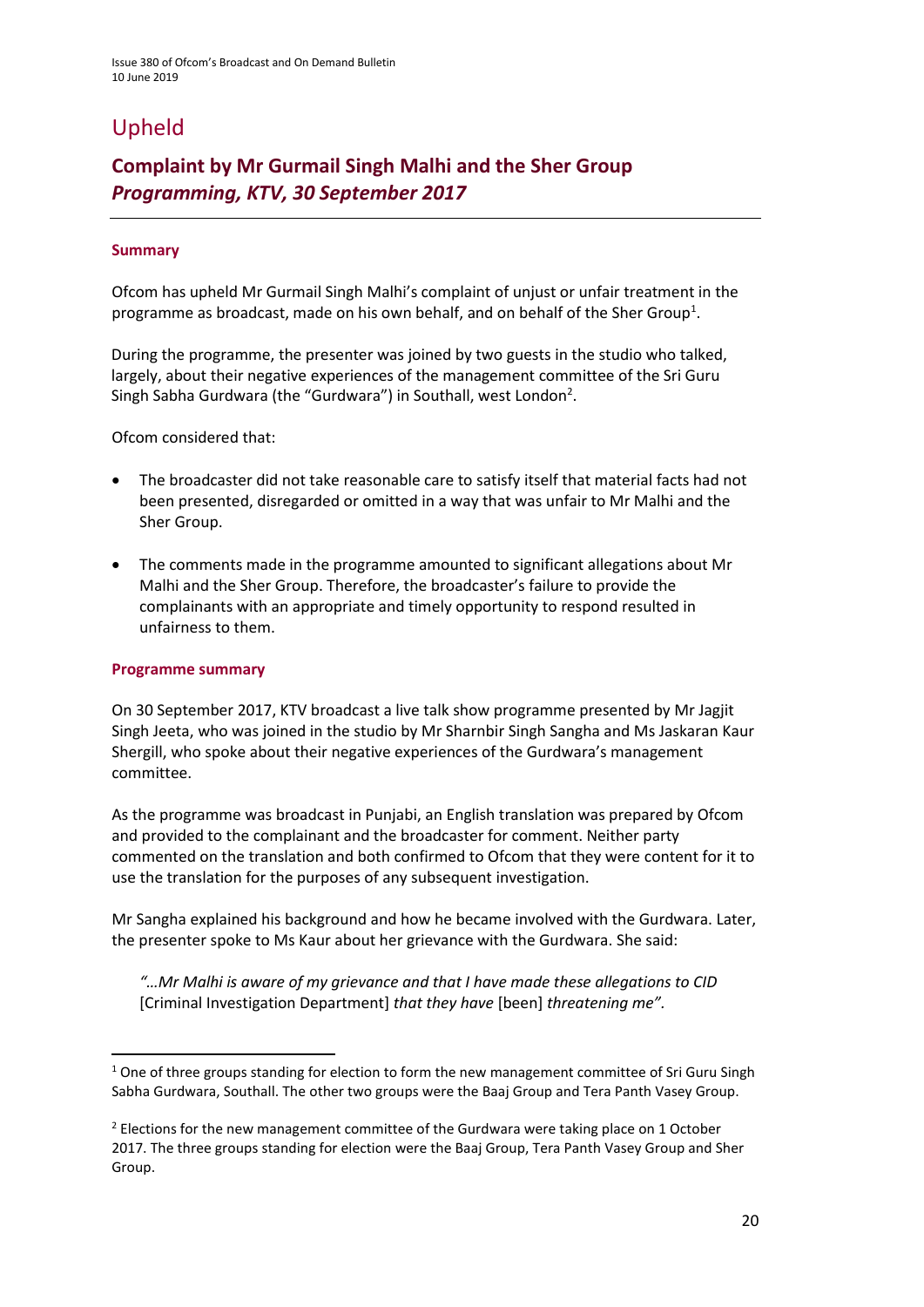# Upheld

## Complaint by Mr Gurmail Singh Malhi and the Sher Group
## *Programming, KTV, 30 September 2017*

### Summary

Ofcom has upheld Mr Gurmail Singh Malhi's complaint of unjust or unfair treatment in the programme as broadcast, made on his own behalf, and on behalf of the Sher Group[1].

During the programme, the presenter was joined by two guests in the studio who talked, largely, about their negative experiences of the management committee of the Sri Guru Singh Sabha Gurdwara (the "Gurdwara") in Southall, west London[2].

Ofcom considered that:

- The broadcaster did not take reasonable care to satisfy itself that material facts had not been presented, disregarded or omitted in a way that was unfair to Mr Malhi and the Sher Group.
- The comments made in the programme amounted to significant allegations about Mr Malhi and the Sher Group. Therefore, the broadcaster's failure to provide the complainants with an appropriate and timely opportunity to respond resulted in unfairness to them.

### Programme summary

On 30 September 2017, KTV broadcast a live talk show programme presented by Mr Jagjit Singh Jeeta, who was joined in the studio by Mr Sharnbir Singh Sangha and Ms Jaskaran Kaur Shergill, who spoke about their negative experiences of the Gurdwara's management committee.

As the programme was broadcast in Punjabi, an English translation was prepared by Ofcom and provided to the complainant and the broadcaster for comment. Neither party commented on the translation and both confirmed to Ofcom that they were content for it to use the translation for the purposes of any subsequent investigation.

Mr Sangha explained his background and how he became involved with the Gurdwara. Later, the presenter spoke to Ms Kaur about her grievance with the Gurdwara. She said:

> *"…Mr Malhi is aware of my grievance and that I have made these allegations to CID* [Criminal Investigation Department] *that they have* [been] *threatening me"*.

---

[1] One of three groups standing for election to form the new management committee of Sri Guru Singh Sabha Gurdwara, Southall. The other two groups were the Baaj Group and Tera Panth Vasey Group.

[2] Elections for the new management committee of the Gurdwara were taking place on 1 October 2017. The three groups standing for election were the Baaj Group, Tera Panth Vasey Group and Sher Group.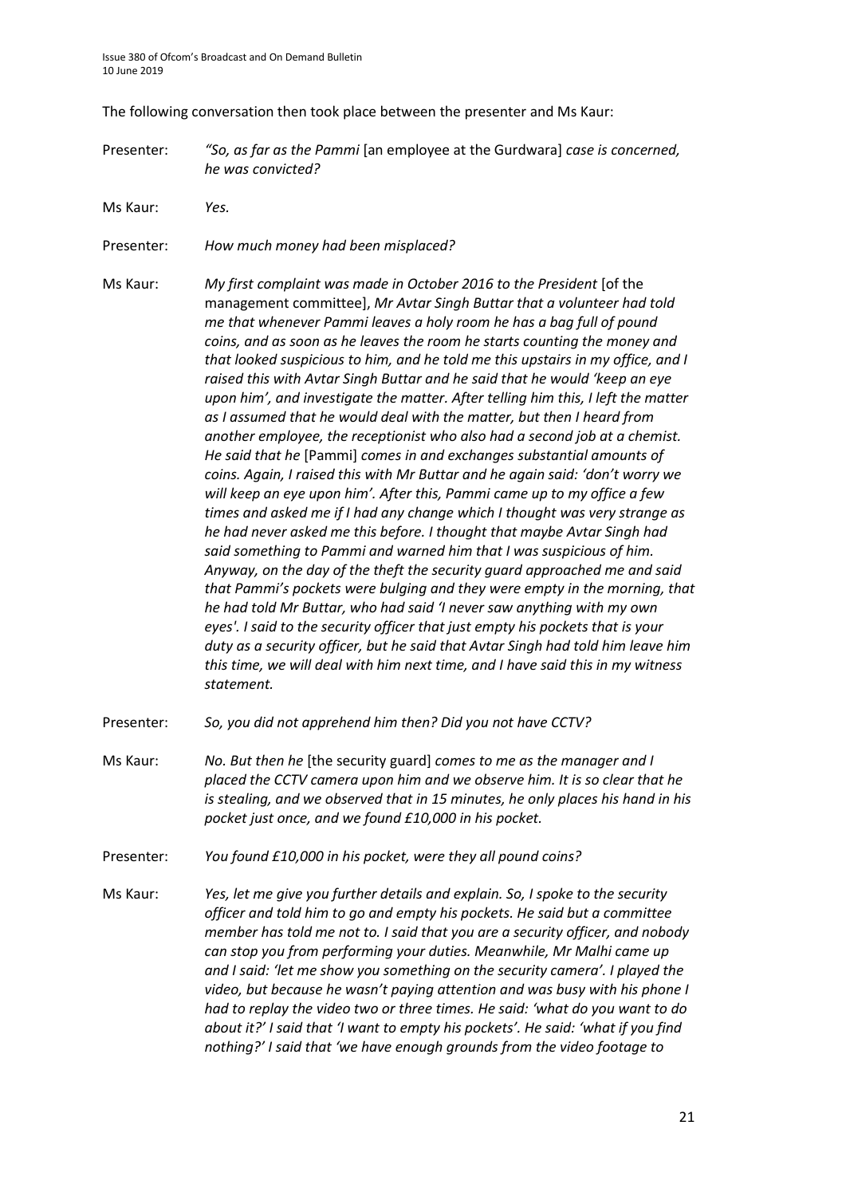The following conversation then took place between the presenter and Ms Kaur:

Presenter: *"So, as far as the Pammi* [an employee at the Gurdwara] *case is concerned, he was convicted?*

Ms Kaur: *Yes.*

Presenter: *How much money had been misplaced?*

Ms Kaur: *My first complaint was made in October 2016 to the President* [of the management committee], *Mr Avtar Singh Buttar that a volunteer had told me that whenever Pammi leaves a holy room he has a bag full of pound coins, and as soon as he leaves the room he starts counting the money and that looked suspicious to him, and he told me this upstairs in my office, and I raised this with Avtar Singh Buttar and he said that he would 'keep an eye upon him', and investigate the matter. After telling him this, I left the matter as I assumed that he would deal with the matter, but then I heard from another employee, the receptionist who also had a second job at a chemist. He said that he* [Pammi] *comes in and exchanges substantial amounts of coins. Again, I raised this with Mr Buttar and he again said: 'don't worry we will keep an eye upon him'. After this, Pammi came up to my office a few times and asked me if I had any change which I thought was very strange as he had never asked me this before. I thought that maybe Avtar Singh had said something to Pammi and warned him that I was suspicious of him. Anyway, on the day of the theft the security guard approached me and said that Pammi's pockets were bulging and they were empty in the morning, that he had told Mr Buttar, who had said 'I never saw anything with my own eyes'. I said to the security officer that just empty his pockets that is your duty as a security officer, but he said that Avtar Singh had told him leave him this time, we will deal with him next time, and I have said this in my witness statement.*

Presenter: *So, you did not apprehend him then? Did you not have CCTV?*

Ms Kaur: *No. But then he* [the security guard] *comes to me as the manager and I placed the CCTV camera upon him and we observe him. It is so clear that he is stealing, and we observed that in 15 minutes, he only places his hand in his pocket just once, and we found £10,000 in his pocket.*

Presenter: *You found £10,000 in his pocket, were they all pound coins?*

Ms Kaur: *Yes, let me give you further details and explain. So, I spoke to the security officer and told him to go and empty his pockets. He said but a committee member has told me not to. I said that you are a security officer, and nobody can stop you from performing your duties. Meanwhile, Mr Malhi came up and I said: 'let me show you something on the security camera'. I played the video, but because he wasn't paying attention and was busy with his phone I had to replay the video two or three times. He said: 'what do you want to do about it?' I said that 'I want to empty his pockets'. He said: 'what if you find nothing?' I said that 'we have enough grounds from the video footage to*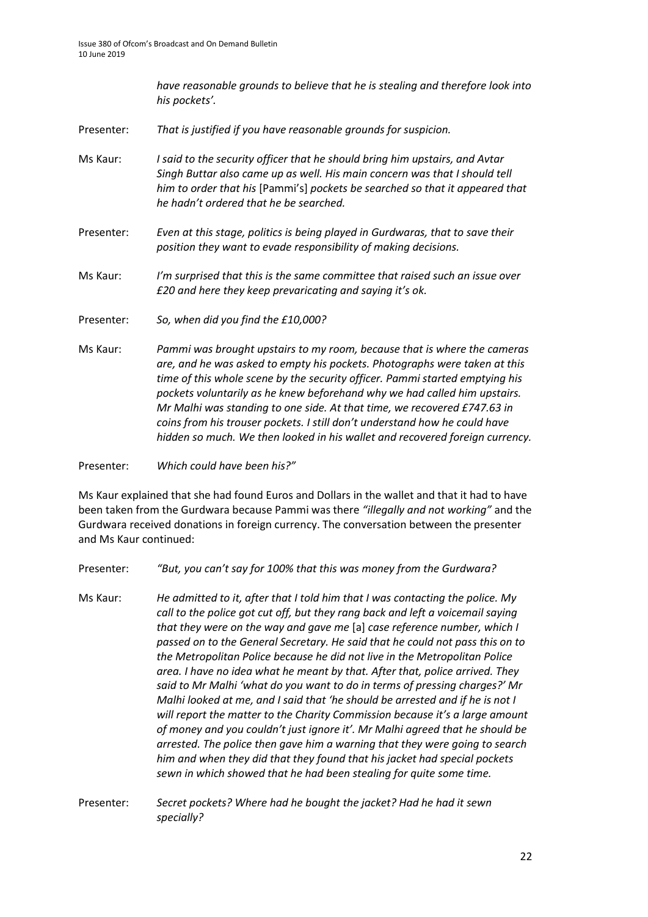*have reasonable grounds to believe that he is stealing and therefore look into his pockets'.*

Presenter: *That is justified if you have reasonable grounds for suspicion.*

Ms Kaur: *I said to the security officer that he should bring him upstairs, and Avtar Singh Buttar also came up as well. His main concern was that I should tell him to order that his* [Pammi's] *pockets be searched so that it appeared that he hadn't ordered that he be searched.*

Presenter: *Even at this stage, politics is being played in Gurdwaras, that to save their position they want to evade responsibility of making decisions.*

Ms Kaur: *I'm surprised that this is the same committee that raised such an issue over £20 and here they keep prevaricating and saying it's ok.*

Presenter: *So, when did you find the £10,000?*

Ms Kaur: *Pammi was brought upstairs to my room, because that is where the cameras are, and he was asked to empty his pockets. Photographs were taken at this time of this whole scene by the security officer. Pammi started emptying his pockets voluntarily as he knew beforehand why we had called him upstairs. Mr Malhi was standing to one side. At that time, we recovered £747.63 in coins from his trouser pockets. I still don't understand how he could have hidden so much. We then looked in his wallet and recovered foreign currency.*

Presenter: *Which could have been his?"*

Ms Kaur explained that she had found Euros and Dollars in the wallet and that it had to have been taken from the Gurdwara because Pammi was there *"illegally and not working"* and the Gurdwara received donations in foreign currency. The conversation between the presenter and Ms Kaur continued:

Presenter: *"But, you can't say for 100% that this was money from the Gurdwara?*

Ms Kaur: *He admitted to it, after that I told him that I was contacting the police. My call to the police got cut off, but they rang back and left a voicemail saying that they were on the way and gave me* [a] *case reference number, which I passed on to the General Secretary. He said that he could not pass this on to the Metropolitan Police because he did not live in the Metropolitan Police area. I have no idea what he meant by that. After that, police arrived. They said to Mr Malhi 'what do you want to do in terms of pressing charges?' Mr Malhi looked at me, and I said that 'he should be arrested and if he is not I will report the matter to the Charity Commission because it's a large amount of money and you couldn't just ignore it'. Mr Malhi agreed that he should be arrested. The police then gave him a warning that they were going to search him and when they did that they found that his jacket had special pockets sewn in which showed that he had been stealing for quite some time.*

Presenter: *Secret pockets? Where had he bought the jacket? Had he had it sewn specially?*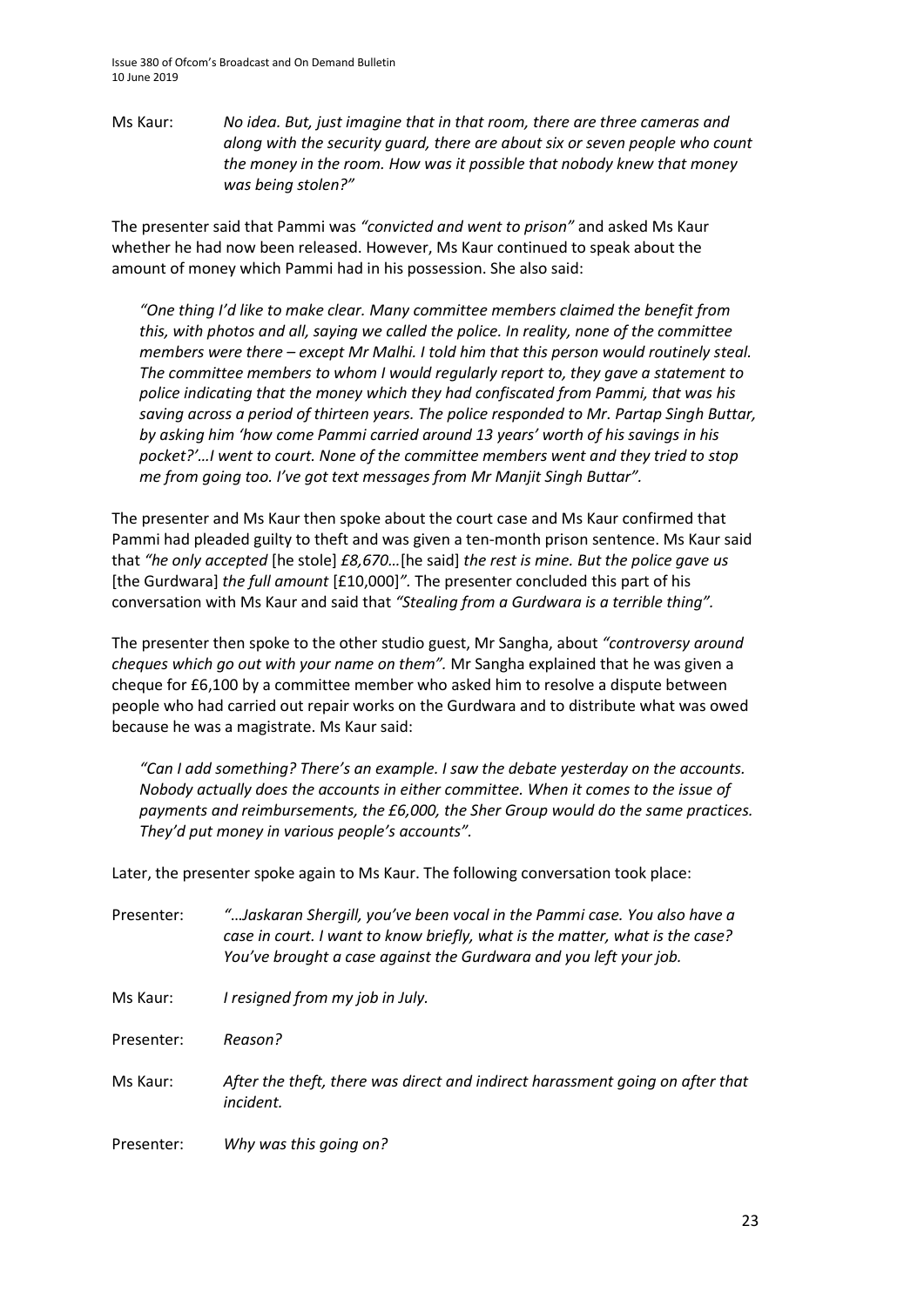Ms Kaur: *No idea. But, just imagine that in that room, there are three cameras and along with the security guard, there are about six or seven people who count the money in the room. How was it possible that nobody knew that money was being stolen?"*

The presenter said that Pammi was *"convicted and went to prison"* and asked Ms Kaur whether he had now been released. However, Ms Kaur continued to speak about the amount of money which Pammi had in his possession. She also said:

> *"One thing I'd like to make clear. Many committee members claimed the benefit from this, with photos and all, saying we called the police. In reality, none of the committee members were there – except Mr Malhi. I told him that this person would routinely steal. The committee members to whom I would regularly report to, they gave a statement to police indicating that the money which they had confiscated from Pammi, that was his saving across a period of thirteen years. The police responded to Mr. Partap Singh Buttar, by asking him 'how come Pammi carried around 13 years' worth of his savings in his pocket?'…I went to court. None of the committee members went and they tried to stop me from going too. I've got text messages from Mr Manjit Singh Buttar".*

The presenter and Ms Kaur then spoke about the court case and Ms Kaur confirmed that Pammi had pleaded guilty to theft and was given a ten-month prison sentence. Ms Kaur said that *"he only accepted* [he stole] *£8,670…*[he said] *the rest is mine. But the police gave us* [the Gurdwara] *the full amount* [£10,000]*".* The presenter concluded this part of his conversation with Ms Kaur and said that *"Stealing from a Gurdwara is a terrible thing".*

The presenter then spoke to the other studio guest, Mr Sangha, about *"controversy around cheques which go out with your name on them".* Mr Sangha explained that he was given a cheque for £6,100 by a committee member who asked him to resolve a dispute between people who had carried out repair works on the Gurdwara and to distribute what was owed because he was a magistrate. Ms Kaur said:

> *"Can I add something? There's an example. I saw the debate yesterday on the accounts. Nobody actually does the accounts in either committee. When it comes to the issue of payments and reimbursements, the £6,000, the Sher Group would do the same practices. They'd put money in various people's accounts".*

Later, the presenter spoke again to Ms Kaur. The following conversation took place:

Presenter: *"…Jaskaran Shergill, you've been vocal in the Pammi case. You also have a case in court. I want to know briefly, what is the matter, what is the case? You've brought a case against the Gurdwara and you left your job.*

Ms Kaur: *I resigned from my job in July.*

Presenter: *Reason?*

Ms Kaur: *After the theft, there was direct and indirect harassment going on after that incident.*

Presenter: *Why was this going on?*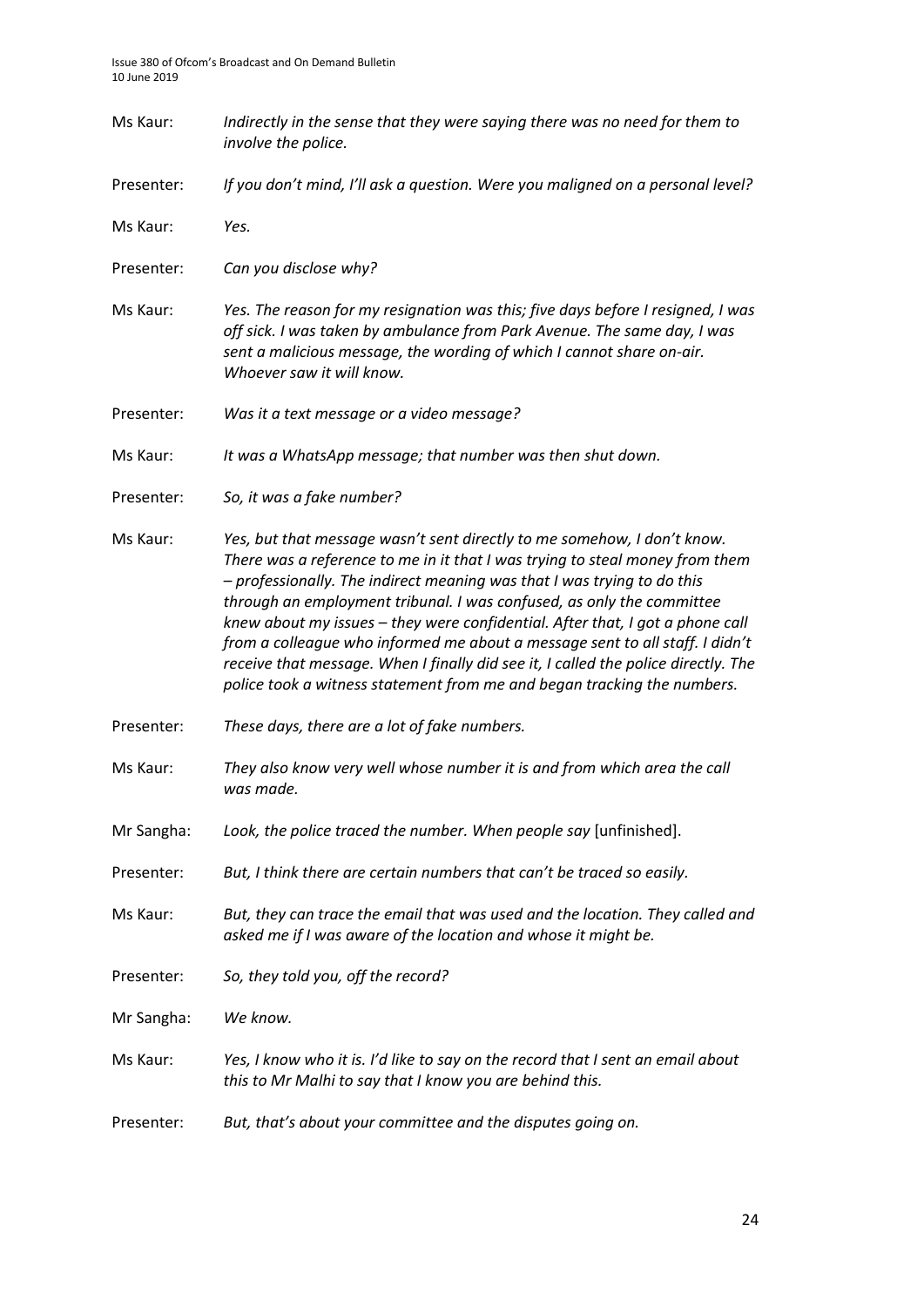Ms Kaur: *Indirectly in the sense that they were saying there was no need for them to involve the police.*

Presenter: *If you don't mind, I'll ask a question. Were you maligned on a personal level?*

Ms Kaur: *Yes.*

Presenter: *Can you disclose why?*

Ms Kaur: *Yes. The reason for my resignation was this; five days before I resigned, I was off sick. I was taken by ambulance from Park Avenue. The same day, I was sent a malicious message, the wording of which I cannot share on-air. Whoever saw it will know.*

Presenter: *Was it a text message or a video message?*

Ms Kaur: *It was a WhatsApp message; that number was then shut down.*

Presenter: *So, it was a fake number?*

Ms Kaur: *Yes, but that message wasn't sent directly to me somehow, I don't know. There was a reference to me in it that I was trying to steal money from them – professionally. The indirect meaning was that I was trying to do this through an employment tribunal. I was confused, as only the committee knew about my issues – they were confidential. After that, I got a phone call from a colleague who informed me about a message sent to all staff. I didn't receive that message. When I finally did see it, I called the police directly. The police took a witness statement from me and began tracking the numbers.*

Presenter: *These days, there are a lot of fake numbers.*

Ms Kaur: *They also know very well whose number it is and from which area the call was made.*

Mr Sangha: *Look, the police traced the number. When people say* [unfinished].

Presenter: *But, I think there are certain numbers that can't be traced so easily.*

Ms Kaur: *But, they can trace the email that was used and the location. They called and asked me if I was aware of the location and whose it might be.*

Presenter: *So, they told you, off the record?*

Mr Sangha: *We know.*

Ms Kaur: *Yes, I know who it is. I'd like to say on the record that I sent an email about this to Mr Malhi to say that I know you are behind this.*

Presenter: *But, that's about your committee and the disputes going on.*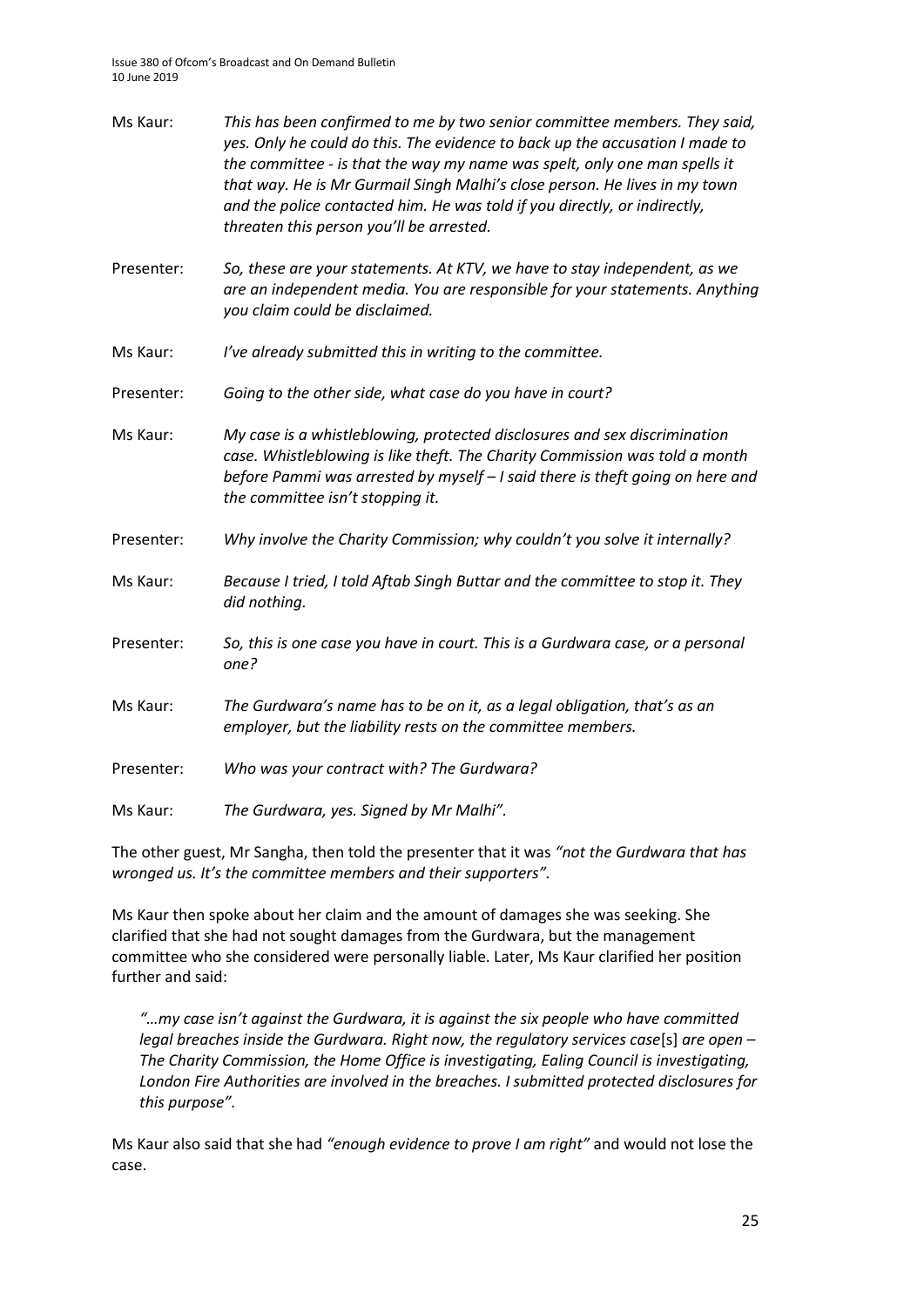Ms Kaur: *This has been confirmed to me by two senior committee members. They said, yes. Only he could do this. The evidence to back up the accusation I made to the committee - is that the way my name was spelt, only one man spells it that way. He is Mr Gurmail Singh Malhi's close person. He lives in my town and the police contacted him. He was told if you directly, or indirectly, threaten this person you'll be arrested.*

Presenter: *So, these are your statements. At KTV, we have to stay independent, as we are an independent media. You are responsible for your statements. Anything you claim could be disclaimed.*

Ms Kaur: *I've already submitted this in writing to the committee.*

Presenter: *Going to the other side, what case do you have in court?*

Ms Kaur: *My case is a whistleblowing, protected disclosures and sex discrimination case. Whistleblowing is like theft. The Charity Commission was told a month before Pammi was arrested by myself – I said there is theft going on here and the committee isn't stopping it.*

Presenter: *Why involve the Charity Commission; why couldn't you solve it internally?*

Ms Kaur: *Because I tried, I told Aftab Singh Buttar and the committee to stop it. They did nothing.*

Presenter: *So, this is one case you have in court. This is a Gurdwara case, or a personal one?*

Ms Kaur: *The Gurdwara's name has to be on it, as a legal obligation, that's as an employer, but the liability rests on the committee members.*

Presenter: *Who was your contract with? The Gurdwara?*

Ms Kaur: *The Gurdwara, yes. Signed by Mr Malhi"*.

The other guest, Mr Sangha, then told the presenter that it was *"not the Gurdwara that has wronged us. It's the committee members and their supporters".*

Ms Kaur then spoke about her claim and the amount of damages she was seeking. She clarified that she had not sought damages from the Gurdwara, but the management committee who she considered were personally liable. Later, Ms Kaur clarified her position further and said:

> *"…my case isn't against the Gurdwara, it is against the six people who have committed legal breaches inside the Gurdwara. Right now, the regulatory services case*[s] *are open – The Charity Commission, the Home Office is investigating, Ealing Council is investigating, London Fire Authorities are involved in the breaches. I submitted protected disclosures for this purpose".*

Ms Kaur also said that she had *"enough evidence to prove I am right"* and would not lose the case.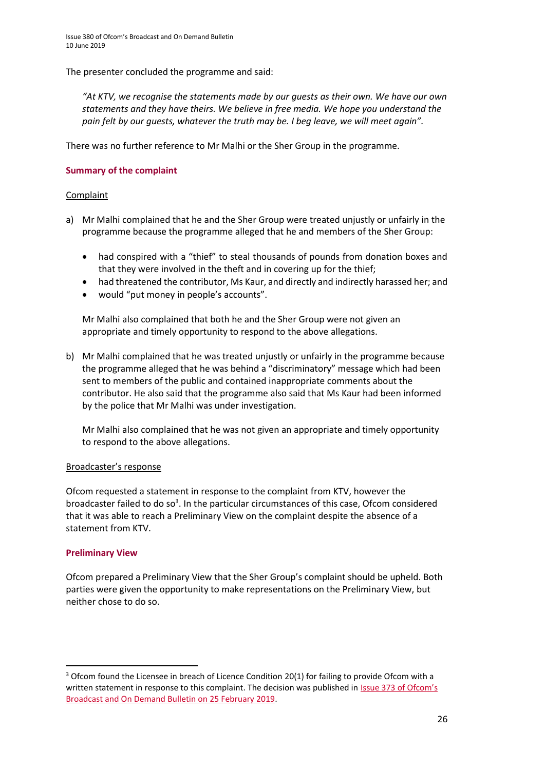The presenter concluded the programme and said:

> *"At KTV, we recognise the statements made by our guests as their own. We have our own statements and they have theirs. We believe in free media. We hope you understand the pain felt by our guests, whatever the truth may be. I beg leave, we will meet again".*

There was no further reference to Mr Malhi or the Sher Group in the programme.

## Summary of the complaint

### Complaint

a) Mr Malhi complained that he and the Sher Group were treated unjustly or unfairly in the programme because the programme alleged that he and members of the Sher Group:

- had conspired with a "thief" to steal thousands of pounds from donation boxes and that they were involved in the theft and in covering up for the thief;
- had threatened the contributor, Ms Kaur, and directly and indirectly harassed her; and
- would "put money in people's accounts".

Mr Malhi also complained that both he and the Sher Group were not given an appropriate and timely opportunity to respond to the above allegations.

b) Mr Malhi complained that he was treated unjustly or unfairly in the programme because the programme alleged that he was behind a "discriminatory" message which had been sent to members of the public and contained inappropriate comments about the contributor. He also said that the programme also said that Ms Kaur had been informed by the police that Mr Malhi was under investigation.

Mr Malhi also complained that he was not given an appropriate and timely opportunity to respond to the above allegations.

### Broadcaster's response

Ofcom requested a statement in response to the complaint from KTV, however the broadcaster failed to do so[3]. In the particular circumstances of this case, Ofcom considered that it was able to reach a Preliminary View on the complaint despite the absence of a statement from KTV.

## Preliminary View

Ofcom prepared a Preliminary View that the Sher Group's complaint should be upheld. Both parties were given the opportunity to make representations on the Preliminary View, but neither chose to do so.

---

[3] Ofcom found the Licensee in breach of Licence Condition 20(1) for failing to provide Ofcom with a written statement in response to this complaint. The decision was published in Issue 373 of Ofcom's Broadcast and On Demand Bulletin on 25 February 2019.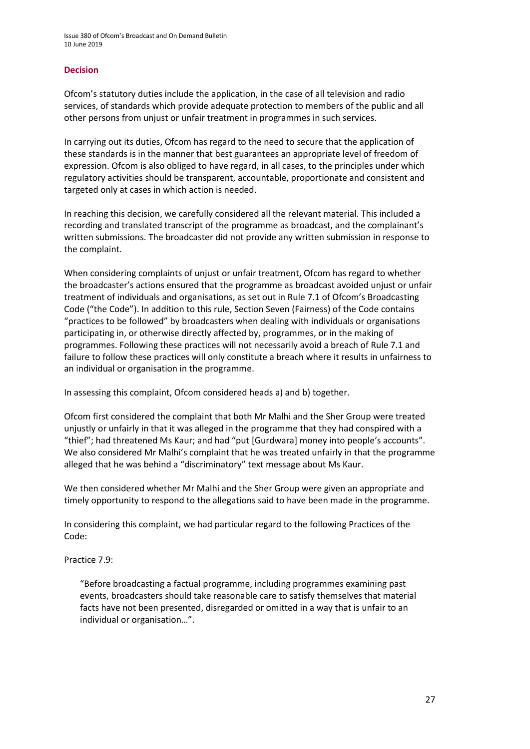## Decision

Ofcom's statutory duties include the application, in the case of all television and radio services, of standards which provide adequate protection to members of the public and all other persons from unjust or unfair treatment in programmes in such services.

In carrying out its duties, Ofcom has regard to the need to secure that the application of these standards is in the manner that best guarantees an appropriate level of freedom of expression. Ofcom is also obliged to have regard, in all cases, to the principles under which regulatory activities should be transparent, accountable, proportionate and consistent and targeted only at cases in which action is needed.

In reaching this decision, we carefully considered all the relevant material. This included a recording and translated transcript of the programme as broadcast, and the complainant's written submissions. The broadcaster did not provide any written submission in response to the complaint.

When considering complaints of unjust or unfair treatment, Ofcom has regard to whether the broadcaster's actions ensured that the programme as broadcast avoided unjust or unfair treatment of individuals and organisations, as set out in Rule 7.1 of Ofcom's Broadcasting Code ("the Code"). In addition to this rule, Section Seven (Fairness) of the Code contains "practices to be followed" by broadcasters when dealing with individuals or organisations participating in, or otherwise directly affected by, programmes, or in the making of programmes. Following these practices will not necessarily avoid a breach of Rule 7.1 and failure to follow these practices will only constitute a breach where it results in unfairness to an individual or organisation in the programme.

In assessing this complaint, Ofcom considered heads a) and b) together.

Ofcom first considered the complaint that both Mr Malhi and the Sher Group were treated unjustly or unfairly in that it was alleged in the programme that they had conspired with a "thief"; had threatened Ms Kaur; and had "put [Gurdwara] money into people's accounts". We also considered Mr Malhi's complaint that he was treated unfairly in that the programme alleged that he was behind a "discriminatory" text message about Ms Kaur.

We then considered whether Mr Malhi and the Sher Group were given an appropriate and timely opportunity to respond to the allegations said to have been made in the programme.

In considering this complaint, we had particular regard to the following Practices of the Code:

Practice 7.9:

> "Before broadcasting a factual programme, including programmes examining past events, broadcasters should take reasonable care to satisfy themselves that material facts have not been presented, disregarded or omitted in a way that is unfair to an individual or organisation…".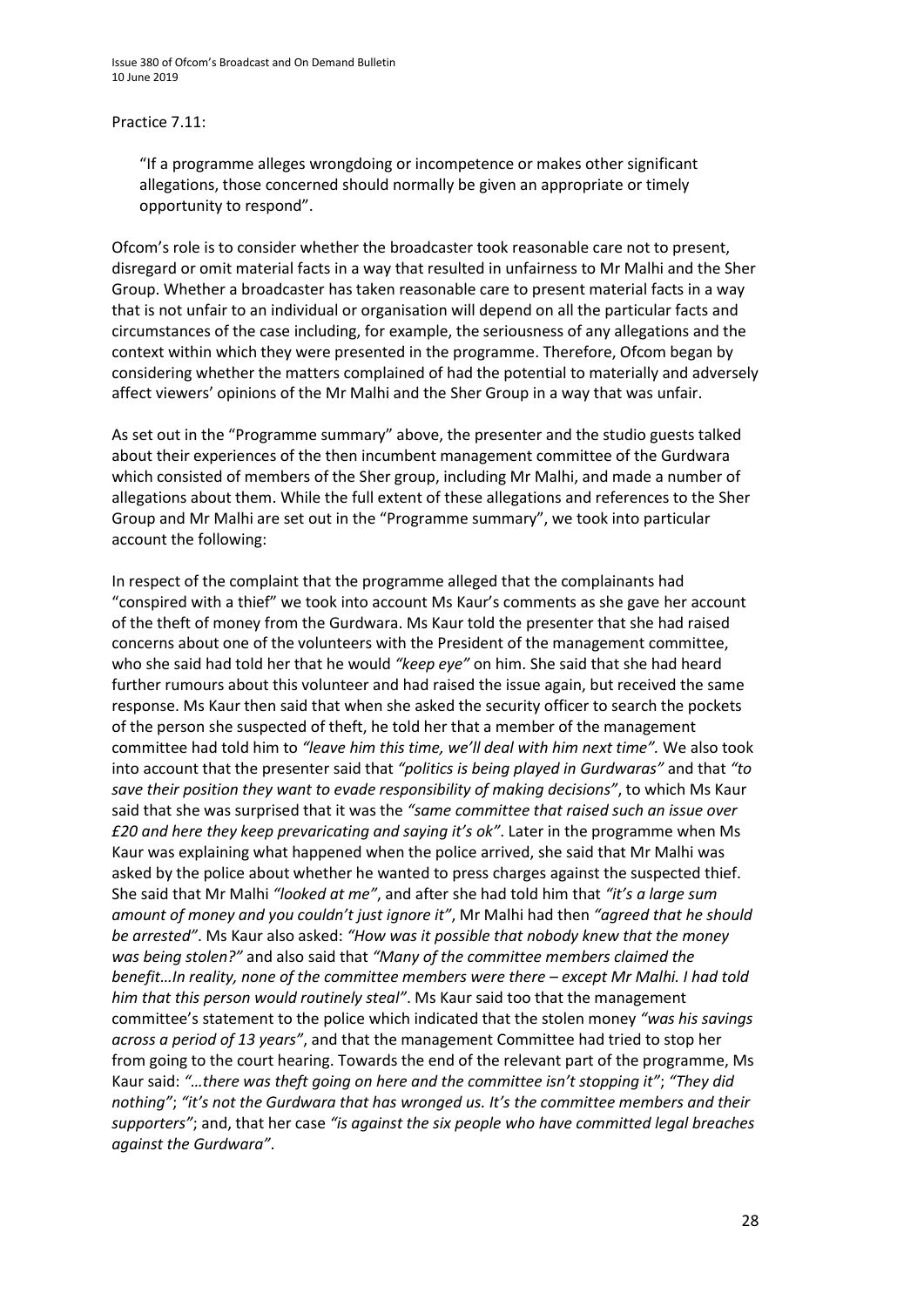Practice 7.11:

> "If a programme alleges wrongdoing or incompetence or makes other significant allegations, those concerned should normally be given an appropriate or timely opportunity to respond".

Ofcom's role is to consider whether the broadcaster took reasonable care not to present, disregard or omit material facts in a way that resulted in unfairness to Mr Malhi and the Sher Group. Whether a broadcaster has taken reasonable care to present material facts in a way that is not unfair to an individual or organisation will depend on all the particular facts and circumstances of the case including, for example, the seriousness of any allegations and the context within which they were presented in the programme. Therefore, Ofcom began by considering whether the matters complained of had the potential to materially and adversely affect viewers' opinions of the Mr Malhi and the Sher Group in a way that was unfair.

As set out in the "Programme summary" above, the presenter and the studio guests talked about their experiences of the then incumbent management committee of the Gurdwara which consisted of members of the Sher group, including Mr Malhi, and made a number of allegations about them. While the full extent of these allegations and references to the Sher Group and Mr Malhi are set out in the "Programme summary", we took into particular account the following:

In respect of the complaint that the programme alleged that the complainants had "conspired with a thief" we took into account Ms Kaur's comments as she gave her account of the theft of money from the Gurdwara. Ms Kaur told the presenter that she had raised concerns about one of the volunteers with the President of the management committee, who she said had told her that he would *"keep eye"* on him. She said that she had heard further rumours about this volunteer and had raised the issue again, but received the same response. Ms Kaur then said that when she asked the security officer to search the pockets of the person she suspected of theft, he told her that a member of the management committee had told him to *"leave him this time, we'll deal with him next time".* We also took into account that the presenter said that *"politics is being played in Gurdwaras"* and that *"to save their position they want to evade responsibility of making decisions"*, to which Ms Kaur said that she was surprised that it was the *"same committee that raised such an issue over £20 and here they keep prevaricating and saying it's ok"*. Later in the programme when Ms Kaur was explaining what happened when the police arrived, she said that Mr Malhi was asked by the police about whether he wanted to press charges against the suspected thief. She said that Mr Malhi *"looked at me"*, and after she had told him that *"it's a large sum amount of money and you couldn't just ignore it"*, Mr Malhi had then *"agreed that he should be arrested"*. Ms Kaur also asked: *"How was it possible that nobody knew that the money was being stolen?"* and also said that *"Many of the committee members claimed the benefit…In reality, none of the committee members were there – except Mr Malhi. I had told him that this person would routinely steal"*. Ms Kaur said too that the management committee's statement to the police which indicated that the stolen money *"was his savings across a period of 13 years"*, and that the management Committee had tried to stop her from going to the court hearing. Towards the end of the relevant part of the programme, Ms Kaur said: *"…there was theft going on here and the committee isn't stopping it"*; *"They did nothing"*; *"it's not the Gurdwara that has wronged us. It's the committee members and their supporters"*; and, that her case *"is against the six people who have committed legal breaches against the Gurdwara"*.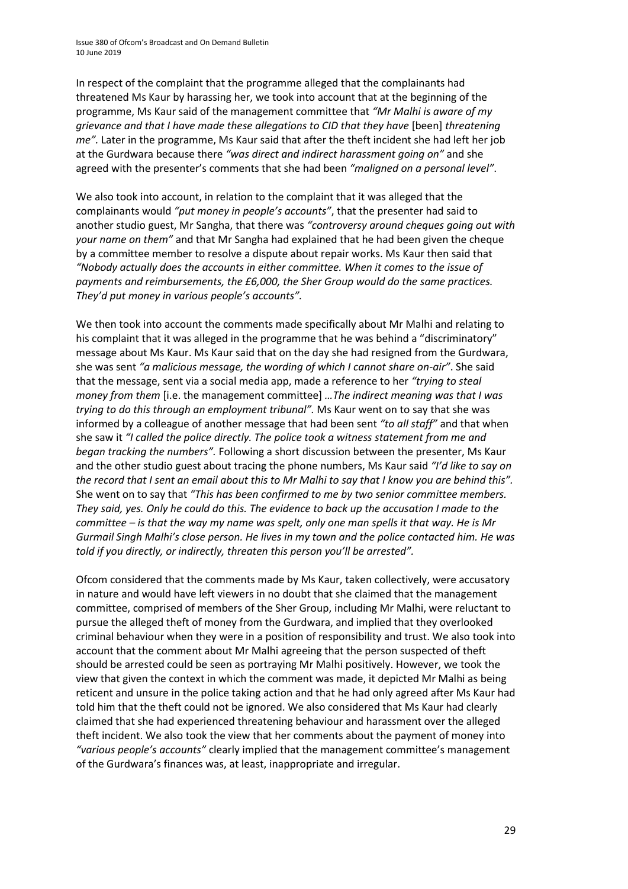In respect of the complaint that the programme alleged that the complainants had threatened Ms Kaur by harassing her, we took into account that at the beginning of the programme, Ms Kaur said of the management committee that *"Mr Malhi is aware of my grievance and that I have made these allegations to CID that they have* [been] *threatening me".* Later in the programme, Ms Kaur said that after the theft incident she had left her job at the Gurdwara because there *"was direct and indirect harassment going on"* and she agreed with the presenter's comments that she had been *"maligned on a personal level"*.

We also took into account, in relation to the complaint that it was alleged that the complainants would *"put money in people's accounts"*, that the presenter had said to another studio guest, Mr Sangha, that there was *"controversy around cheques going out with your name on them"* and that Mr Sangha had explained that he had been given the cheque by a committee member to resolve a dispute about repair works. Ms Kaur then said that *"Nobody actually does the accounts in either committee. When it comes to the issue of payments and reimbursements, the £6,000, the Sher Group would do the same practices. They'd put money in various people's accounts".*

We then took into account the comments made specifically about Mr Malhi and relating to his complaint that it was alleged in the programme that he was behind a "discriminatory" message about Ms Kaur. Ms Kaur said that on the day she had resigned from the Gurdwara, she was sent *"a malicious message, the wording of which I cannot share on-air"*. She said that the message, sent via a social media app, made a reference to her *"trying to steal money from them* [i.e. the management committee] *…The indirect meaning was that I was trying to do this through an employment tribunal".* Ms Kaur went on to say that she was informed by a colleague of another message that had been sent *"to all staff"* and that when she saw it *"I called the police directly. The police took a witness statement from me and began tracking the numbers".* Following a short discussion between the presenter, Ms Kaur and the other studio guest about tracing the phone numbers, Ms Kaur said *"I'd like to say on the record that I sent an email about this to Mr Malhi to say that I know you are behind this".* She went on to say that *"This has been confirmed to me by two senior committee members. They said, yes. Only he could do this. The evidence to back up the accusation I made to the committee – is that the way my name was spelt, only one man spells it that way. He is Mr Gurmail Singh Malhi's close person. He lives in my town and the police contacted him. He was told if you directly, or indirectly, threaten this person you'll be arrested".*

Ofcom considered that the comments made by Ms Kaur, taken collectively, were accusatory in nature and would have left viewers in no doubt that she claimed that the management committee, comprised of members of the Sher Group, including Mr Malhi, were reluctant to pursue the alleged theft of money from the Gurdwara, and implied that they overlooked criminal behaviour when they were in a position of responsibility and trust. We also took into account that the comment about Mr Malhi agreeing that the person suspected of theft should be arrested could be seen as portraying Mr Malhi positively. However, we took the view that given the context in which the comment was made, it depicted Mr Malhi as being reticent and unsure in the police taking action and that he had only agreed after Ms Kaur had told him that the theft could not be ignored. We also considered that Ms Kaur had clearly claimed that she had experienced threatening behaviour and harassment over the alleged theft incident. We also took the view that her comments about the payment of money into *"various people's accounts"* clearly implied that the management committee's management of the Gurdwara's finances was, at least, inappropriate and irregular.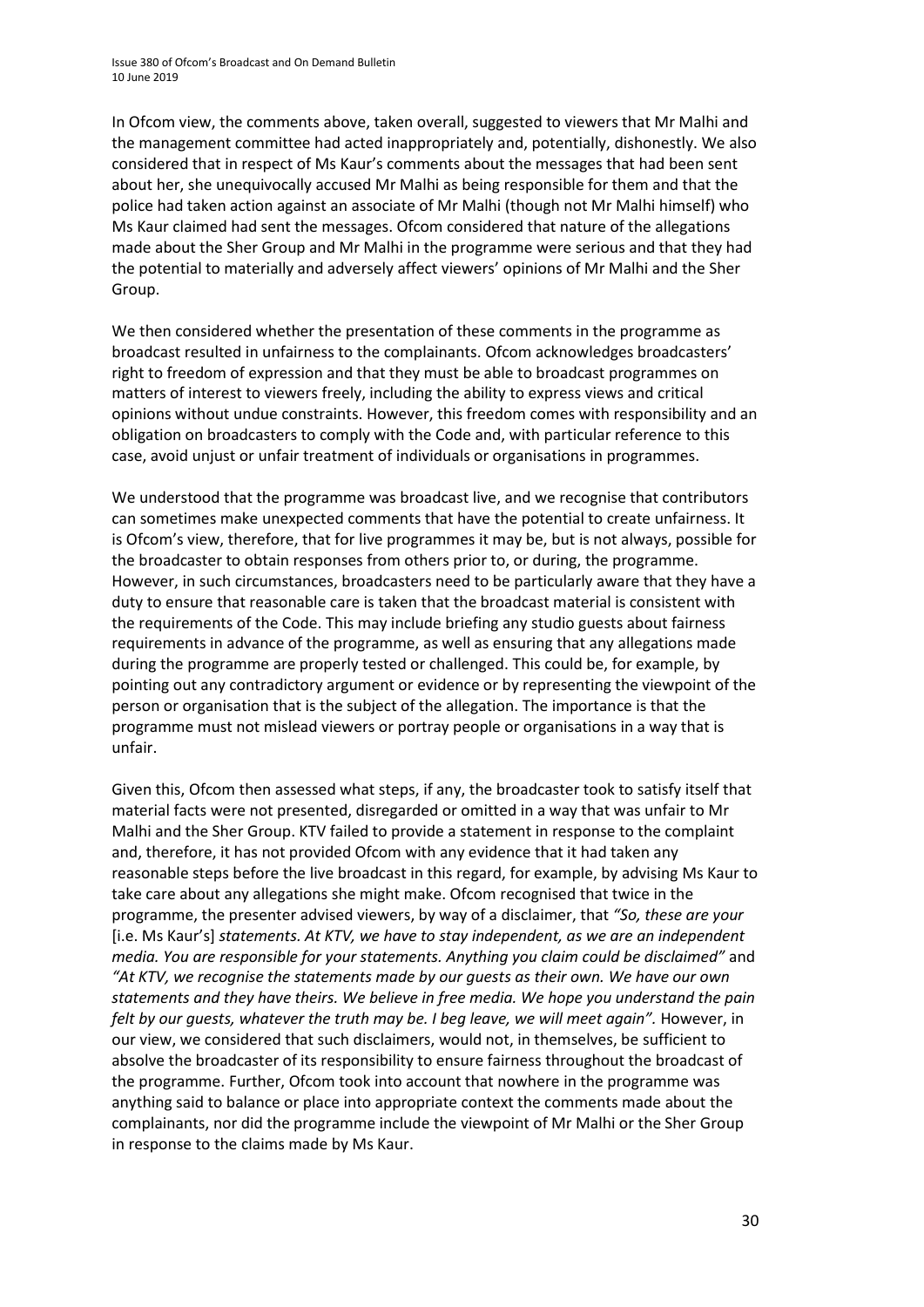In Ofcom view, the comments above, taken overall, suggested to viewers that Mr Malhi and the management committee had acted inappropriately and, potentially, dishonestly. We also considered that in respect of Ms Kaur's comments about the messages that had been sent about her, she unequivocally accused Mr Malhi as being responsible for them and that the police had taken action against an associate of Mr Malhi (though not Mr Malhi himself) who Ms Kaur claimed had sent the messages. Ofcom considered that nature of the allegations made about the Sher Group and Mr Malhi in the programme were serious and that they had the potential to materially and adversely affect viewers' opinions of Mr Malhi and the Sher Group.

We then considered whether the presentation of these comments in the programme as broadcast resulted in unfairness to the complainants. Ofcom acknowledges broadcasters' right to freedom of expression and that they must be able to broadcast programmes on matters of interest to viewers freely, including the ability to express views and critical opinions without undue constraints. However, this freedom comes with responsibility and an obligation on broadcasters to comply with the Code and, with particular reference to this case, avoid unjust or unfair treatment of individuals or organisations in programmes.

We understood that the programme was broadcast live, and we recognise that contributors can sometimes make unexpected comments that have the potential to create unfairness. It is Ofcom's view, therefore, that for live programmes it may be, but is not always, possible for the broadcaster to obtain responses from others prior to, or during, the programme. However, in such circumstances, broadcasters need to be particularly aware that they have a duty to ensure that reasonable care is taken that the broadcast material is consistent with the requirements of the Code. This may include briefing any studio guests about fairness requirements in advance of the programme, as well as ensuring that any allegations made during the programme are properly tested or challenged. This could be, for example, by pointing out any contradictory argument or evidence or by representing the viewpoint of the person or organisation that is the subject of the allegation. The importance is that the programme must not mislead viewers or portray people or organisations in a way that is unfair.

Given this, Ofcom then assessed what steps, if any, the broadcaster took to satisfy itself that material facts were not presented, disregarded or omitted in a way that was unfair to Mr Malhi and the Sher Group. KTV failed to provide a statement in response to the complaint and, therefore, it has not provided Ofcom with any evidence that it had taken any reasonable steps before the live broadcast in this regard, for example, by advising Ms Kaur to take care about any allegations she might make. Ofcom recognised that twice in the programme, the presenter advised viewers, by way of a disclaimer, that *"So, these are your* [i.e. Ms Kaur's] *statements. At KTV, we have to stay independent, as we are an independent media. You are responsible for your statements. Anything you claim could be disclaimed"* and *"At KTV, we recognise the statements made by our guests as their own. We have our own statements and they have theirs. We believe in free media. We hope you understand the pain felt by our guests, whatever the truth may be. I beg leave, we will meet again".* However, in our view, we considered that such disclaimers, would not, in themselves, be sufficient to absolve the broadcaster of its responsibility to ensure fairness throughout the broadcast of the programme. Further, Ofcom took into account that nowhere in the programme was anything said to balance or place into appropriate context the comments made about the complainants, nor did the programme include the viewpoint of Mr Malhi or the Sher Group in response to the claims made by Ms Kaur.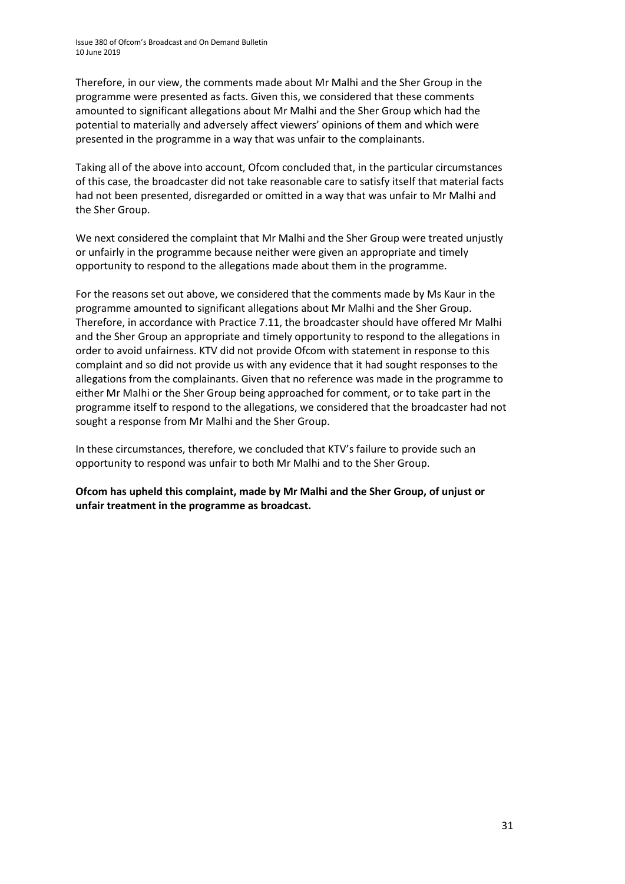Therefore, in our view, the comments made about Mr Malhi and the Sher Group in the programme were presented as facts. Given this, we considered that these comments amounted to significant allegations about Mr Malhi and the Sher Group which had the potential to materially and adversely affect viewers' opinions of them and which were presented in the programme in a way that was unfair to the complainants.

Taking all of the above into account, Ofcom concluded that, in the particular circumstances of this case, the broadcaster did not take reasonable care to satisfy itself that material facts had not been presented, disregarded or omitted in a way that was unfair to Mr Malhi and the Sher Group.

We next considered the complaint that Mr Malhi and the Sher Group were treated unjustly or unfairly in the programme because neither were given an appropriate and timely opportunity to respond to the allegations made about them in the programme.

For the reasons set out above, we considered that the comments made by Ms Kaur in the programme amounted to significant allegations about Mr Malhi and the Sher Group. Therefore, in accordance with Practice 7.11, the broadcaster should have offered Mr Malhi and the Sher Group an appropriate and timely opportunity to respond to the allegations in order to avoid unfairness. KTV did not provide Ofcom with statement in response to this complaint and so did not provide us with any evidence that it had sought responses to the allegations from the complainants. Given that no reference was made in the programme to either Mr Malhi or the Sher Group being approached for comment, or to take part in the programme itself to respond to the allegations, we considered that the broadcaster had not sought a response from Mr Malhi and the Sher Group.

In these circumstances, therefore, we concluded that KTV's failure to provide such an opportunity to respond was unfair to both Mr Malhi and to the Sher Group.

**Ofcom has upheld this complaint, made by Mr Malhi and the Sher Group, of unjust or unfair treatment in the programme as broadcast.**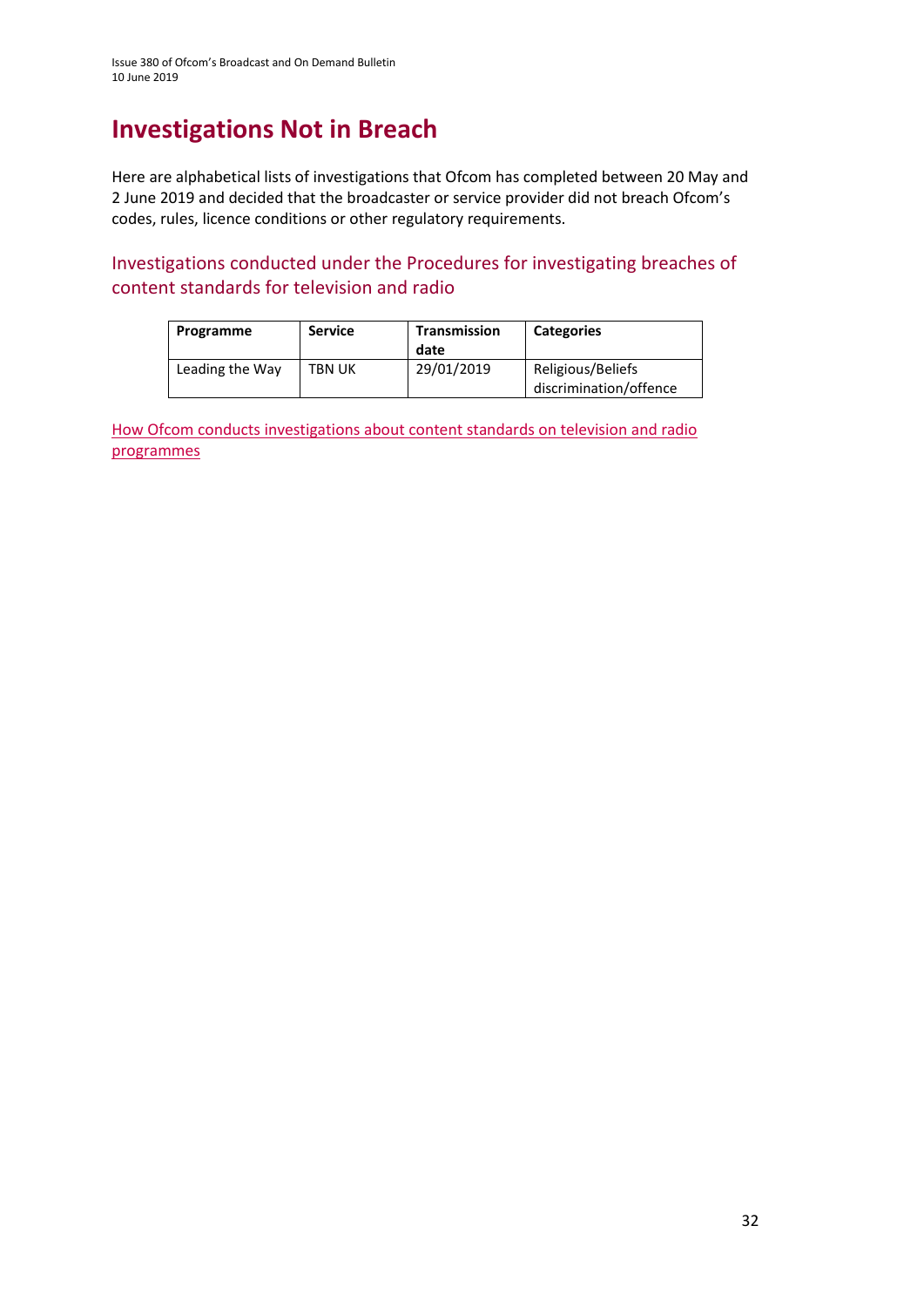# Investigations Not in Breach

Here are alphabetical lists of investigations that Ofcom has completed between 20 May and 2 June 2019 and decided that the broadcaster or service provider did not breach Ofcom's codes, rules, licence conditions or other regulatory requirements.

## Investigations conducted under the Procedures for investigating breaches of content standards for television and radio

| Programme | Service | Transmission date | Categories |
|---|---|---|---|
| Leading the Way | TBN UK | 29/01/2019 | Religious/Beliefs discrimination/offence |

How Ofcom conducts investigations about content standards on television and radio programmes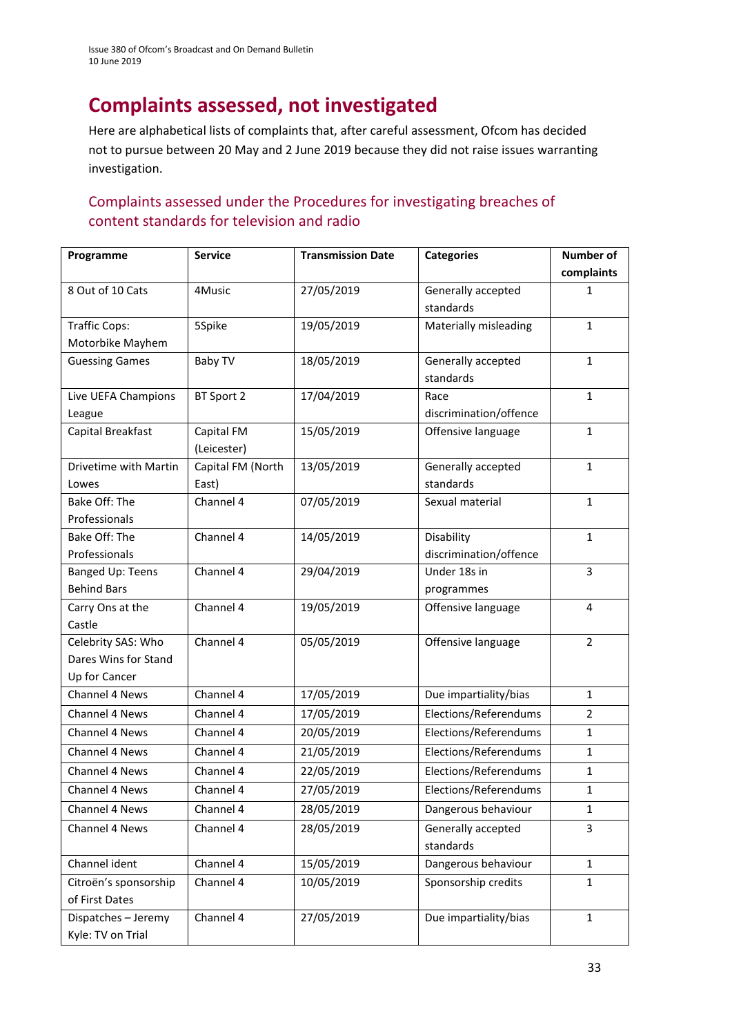# Complaints assessed, not investigated

Here are alphabetical lists of complaints that, after careful assessment, Ofcom has decided not to pursue between 20 May and 2 June 2019 because they did not raise issues warranting investigation.

## Complaints assessed under the Procedures for investigating breaches of content standards for television and radio

| Programme | Service | Transmission Date | Categories | Number of complaints |
|---|---|---|---|---|
| 8 Out of 10 Cats | 4Music | 27/05/2019 | Generally accepted standards | 1 |
| Traffic Cops: Motorbike Mayhem | 5Spike | 19/05/2019 | Materially misleading | 1 |
| Guessing Games | Baby TV | 18/05/2019 | Generally accepted standards | 1 |
| Live UEFA Champions League | BT Sport 2 | 17/04/2019 | Race discrimination/offence | 1 |
| Capital Breakfast | Capital FM (Leicester) | 15/05/2019 | Offensive language | 1 |
| Drivetime with Martin Lowes | Capital FM (North East) | 13/05/2019 | Generally accepted standards | 1 |
| Bake Off: The Professionals | Channel 4 | 07/05/2019 | Sexual material | 1 |
| Bake Off: The Professionals | Channel 4 | 14/05/2019 | Disability discrimination/offence | 1 |
| Banged Up: Teens Behind Bars | Channel 4 | 29/04/2019 | Under 18s in programmes | 3 |
| Carry Ons at the Castle | Channel 4 | 19/05/2019 | Offensive language | 4 |
| Celebrity SAS: Who Dares Wins for Stand Up for Cancer | Channel 4 | 05/05/2019 | Offensive language | 2 |
| Channel 4 News | Channel 4 | 17/05/2019 | Due impartiality/bias | 1 |
| Channel 4 News | Channel 4 | 17/05/2019 | Elections/Referendums | 2 |
| Channel 4 News | Channel 4 | 20/05/2019 | Elections/Referendums | 1 |
| Channel 4 News | Channel 4 | 21/05/2019 | Elections/Referendums | 1 |
| Channel 4 News | Channel 4 | 22/05/2019 | Elections/Referendums | 1 |
| Channel 4 News | Channel 4 | 27/05/2019 | Elections/Referendums | 1 |
| Channel 4 News | Channel 4 | 28/05/2019 | Dangerous behaviour | 1 |
| Channel 4 News | Channel 4 | 28/05/2019 | Generally accepted standards | 3 |
| Channel ident | Channel 4 | 15/05/2019 | Dangerous behaviour | 1 |
| Citroën's sponsorship of First Dates | Channel 4 | 10/05/2019 | Sponsorship credits | 1 |
| Dispatches – Jeremy Kyle: TV on Trial | Channel 4 | 27/05/2019 | Due impartiality/bias | 1 |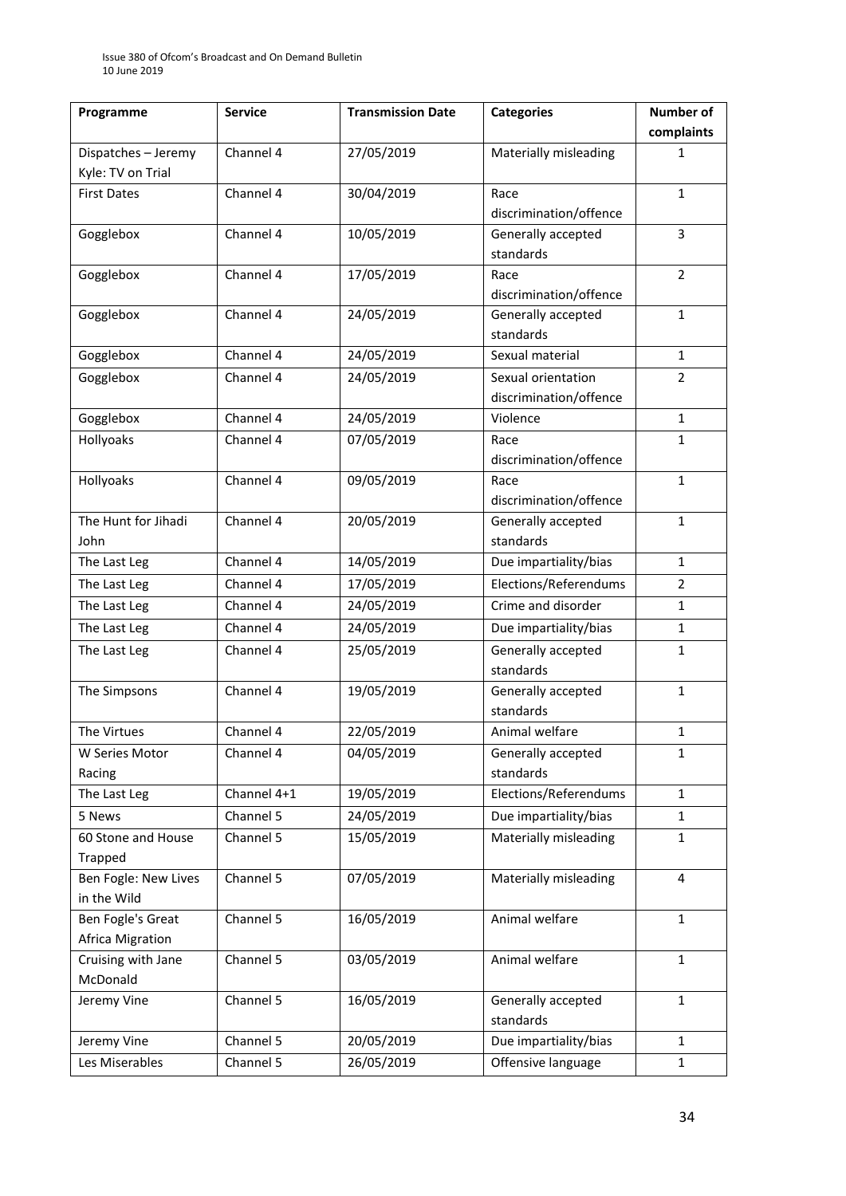| Programme | Service | Transmission Date | Categories | Number of complaints |
|---|---|---|---|---|
| Dispatches – Jeremy Kyle: TV on Trial | Channel 4 | 27/05/2019 | Materially misleading | 1 |
| First Dates | Channel 4 | 30/04/2019 | Race discrimination/offence | 1 |
| Gogglebox | Channel 4 | 10/05/2019 | Generally accepted standards | 3 |
| Gogglebox | Channel 4 | 17/05/2019 | Race discrimination/offence | 2 |
| Gogglebox | Channel 4 | 24/05/2019 | Generally accepted standards | 1 |
| Gogglebox | Channel 4 | 24/05/2019 | Sexual material | 1 |
| Gogglebox | Channel 4 | 24/05/2019 | Sexual orientation discrimination/offence | 2 |
| Gogglebox | Channel 4 | 24/05/2019 | Violence | 1 |
| Hollyoaks | Channel 4 | 07/05/2019 | Race discrimination/offence | 1 |
| Hollyoaks | Channel 4 | 09/05/2019 | Race discrimination/offence | 1 |
| The Hunt for Jihadi John | Channel 4 | 20/05/2019 | Generally accepted standards | 1 |
| The Last Leg | Channel 4 | 14/05/2019 | Due impartiality/bias | 1 |
| The Last Leg | Channel 4 | 17/05/2019 | Elections/Referendums | 2 |
| The Last Leg | Channel 4 | 24/05/2019 | Crime and disorder | 1 |
| The Last Leg | Channel 4 | 24/05/2019 | Due impartiality/bias | 1 |
| The Last Leg | Channel 4 | 25/05/2019 | Generally accepted standards | 1 |
| The Simpsons | Channel 4 | 19/05/2019 | Generally accepted standards | 1 |
| The Virtues | Channel 4 | 22/05/2019 | Animal welfare | 1 |
| W Series Motor Racing | Channel 4 | 04/05/2019 | Generally accepted standards | 1 |
| The Last Leg | Channel 4+1 | 19/05/2019 | Elections/Referendums | 1 |
| 5 News | Channel 5 | 24/05/2019 | Due impartiality/bias | 1 |
| 60 Stone and House Trapped | Channel 5 | 15/05/2019 | Materially misleading | 1 |
| Ben Fogle: New Lives in the Wild | Channel 5 | 07/05/2019 | Materially misleading | 4 |
| Ben Fogle's Great Africa Migration | Channel 5 | 16/05/2019 | Animal welfare | 1 |
| Cruising with Jane McDonald | Channel 5 | 03/05/2019 | Animal welfare | 1 |
| Jeremy Vine | Channel 5 | 16/05/2019 | Generally accepted standards | 1 |
| Jeremy Vine | Channel 5 | 20/05/2019 | Due impartiality/bias | 1 |
| Les Miserables | Channel 5 | 26/05/2019 | Offensive language | 1 |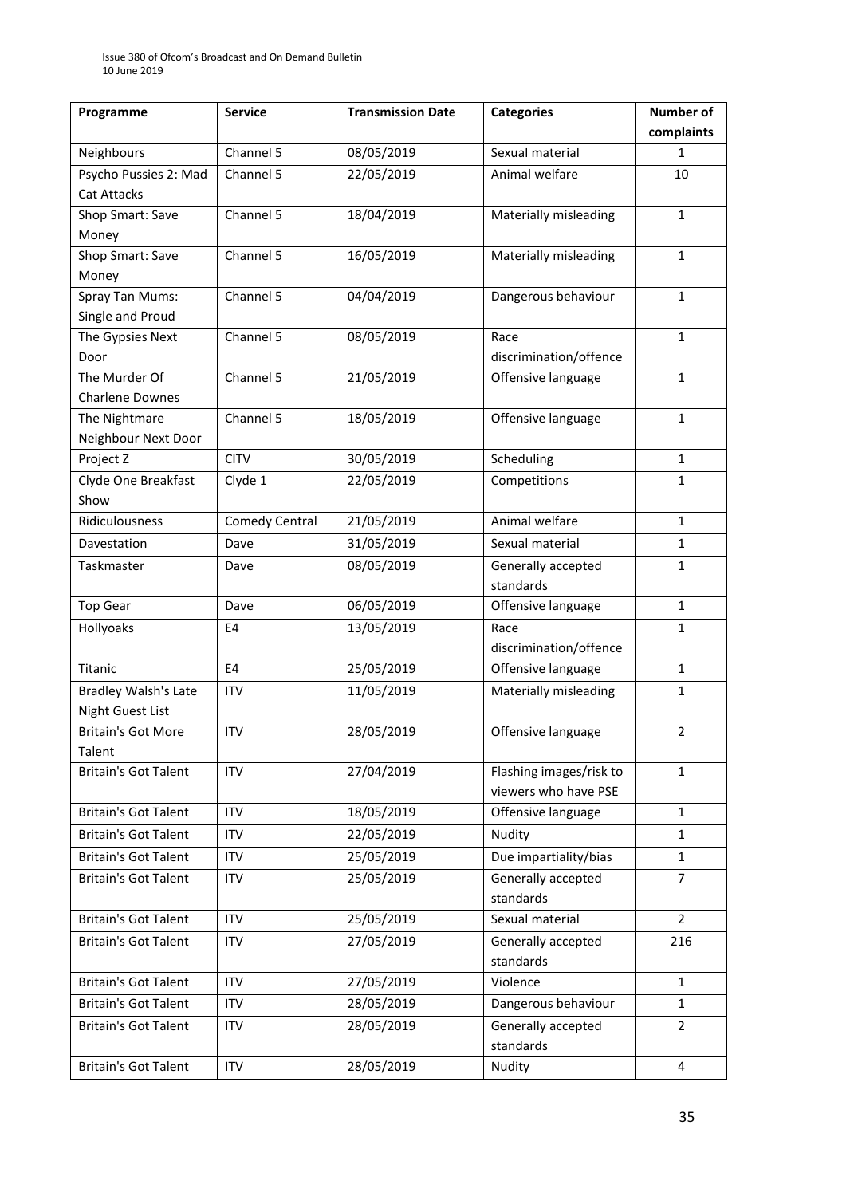| Programme | Service | Transmission Date | Categories | Number of complaints |
|---|---|---|---|---|
| Neighbours | Channel 5 | 08/05/2019 | Sexual material | 1 |
| Psycho Pussies 2: Mad Cat Attacks | Channel 5 | 22/05/2019 | Animal welfare | 10 |
| Shop Smart: Save Money | Channel 5 | 18/04/2019 | Materially misleading | 1 |
| Shop Smart: Save Money | Channel 5 | 16/05/2019 | Materially misleading | 1 |
| Spray Tan Mums: Single and Proud | Channel 5 | 04/04/2019 | Dangerous behaviour | 1 |
| The Gypsies Next Door | Channel 5 | 08/05/2019 | Race discrimination/offence | 1 |
| The Murder Of Charlene Downes | Channel 5 | 21/05/2019 | Offensive language | 1 |
| The Nightmare Neighbour Next Door | Channel 5 | 18/05/2019 | Offensive language | 1 |
| Project Z | CITV | 30/05/2019 | Scheduling | 1 |
| Clyde One Breakfast Show | Clyde 1 | 22/05/2019 | Competitions | 1 |
| Ridiculousness | Comedy Central | 21/05/2019 | Animal welfare | 1 |
| Davestation | Dave | 31/05/2019 | Sexual material | 1 |
| Taskmaster | Dave | 08/05/2019 | Generally accepted standards | 1 |
| Top Gear | Dave | 06/05/2019 | Offensive language | 1 |
| Hollyoaks | E4 | 13/05/2019 | Race discrimination/offence | 1 |
| Titanic | E4 | 25/05/2019 | Offensive language | 1 |
| Bradley Walsh's Late Night Guest List | ITV | 11/05/2019 | Materially misleading | 1 |
| Britain's Got More Talent | ITV | 28/05/2019 | Offensive language | 2 |
| Britain's Got Talent | ITV | 27/04/2019 | Flashing images/risk to viewers who have PSE | 1 |
| Britain's Got Talent | ITV | 18/05/2019 | Offensive language | 1 |
| Britain's Got Talent | ITV | 22/05/2019 | Nudity | 1 |
| Britain's Got Talent | ITV | 25/05/2019 | Due impartiality/bias | 1 |
| Britain's Got Talent | ITV | 25/05/2019 | Generally accepted standards | 7 |
| Britain's Got Talent | ITV | 25/05/2019 | Sexual material | 2 |
| Britain's Got Talent | ITV | 27/05/2019 | Generally accepted standards | 216 |
| Britain's Got Talent | ITV | 27/05/2019 | Violence | 1 |
| Britain's Got Talent | ITV | 28/05/2019 | Dangerous behaviour | 1 |
| Britain's Got Talent | ITV | 28/05/2019 | Generally accepted standards | 2 |
| Britain's Got Talent | ITV | 28/05/2019 | Nudity | 4 |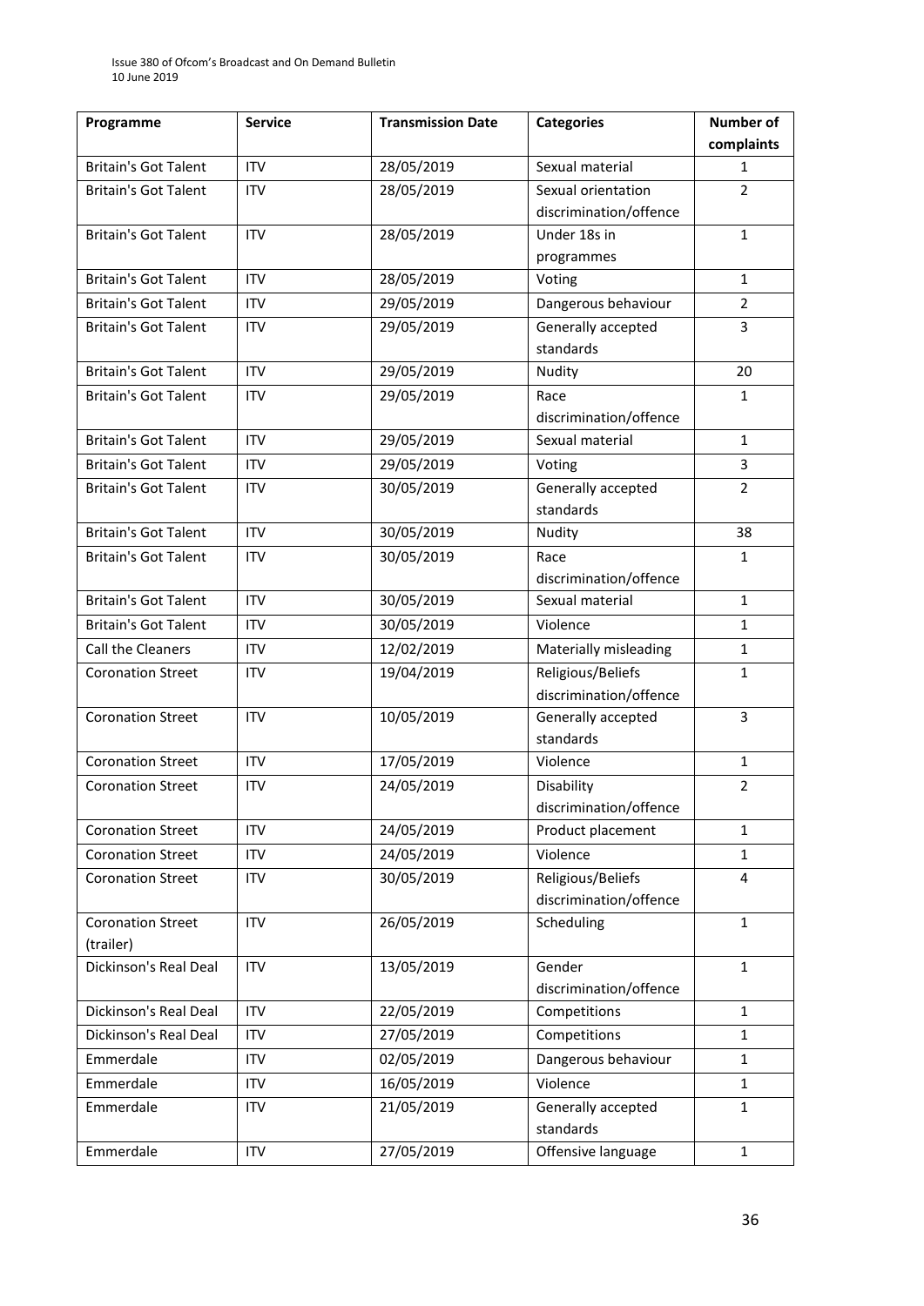| Programme | Service | Transmission Date | Categories | Number of complaints |
|---|---|---|---|---|
| Britain's Got Talent | ITV | 28/05/2019 | Sexual material | 1 |
| Britain's Got Talent | ITV | 28/05/2019 | Sexual orientation discrimination/offence | 2 |
| Britain's Got Talent | ITV | 28/05/2019 | Under 18s in programmes | 1 |
| Britain's Got Talent | ITV | 28/05/2019 | Voting | 1 |
| Britain's Got Talent | ITV | 29/05/2019 | Dangerous behaviour | 2 |
| Britain's Got Talent | ITV | 29/05/2019 | Generally accepted standards | 3 |
| Britain's Got Talent | ITV | 29/05/2019 | Nudity | 20 |
| Britain's Got Talent | ITV | 29/05/2019 | Race discrimination/offence | 1 |
| Britain's Got Talent | ITV | 29/05/2019 | Sexual material | 1 |
| Britain's Got Talent | ITV | 29/05/2019 | Voting | 3 |
| Britain's Got Talent | ITV | 30/05/2019 | Generally accepted standards | 2 |
| Britain's Got Talent | ITV | 30/05/2019 | Nudity | 38 |
| Britain's Got Talent | ITV | 30/05/2019 | Race discrimination/offence | 1 |
| Britain's Got Talent | ITV | 30/05/2019 | Sexual material | 1 |
| Britain's Got Talent | ITV | 30/05/2019 | Violence | 1 |
| Call the Cleaners | ITV | 12/02/2019 | Materially misleading | 1 |
| Coronation Street | ITV | 19/04/2019 | Religious/Beliefs discrimination/offence | 1 |
| Coronation Street | ITV | 10/05/2019 | Generally accepted standards | 3 |
| Coronation Street | ITV | 17/05/2019 | Violence | 1 |
| Coronation Street | ITV | 24/05/2019 | Disability discrimination/offence | 2 |
| Coronation Street | ITV | 24/05/2019 | Product placement | 1 |
| Coronation Street | ITV | 24/05/2019 | Violence | 1 |
| Coronation Street | ITV | 30/05/2019 | Religious/Beliefs discrimination/offence | 4 |
| Coronation Street (trailer) | ITV | 26/05/2019 | Scheduling | 1 |
| Dickinson's Real Deal | ITV | 13/05/2019 | Gender discrimination/offence | 1 |
| Dickinson's Real Deal | ITV | 22/05/2019 | Competitions | 1 |
| Dickinson's Real Deal | ITV | 27/05/2019 | Competitions | 1 |
| Emmerdale | ITV | 02/05/2019 | Dangerous behaviour | 1 |
| Emmerdale | ITV | 16/05/2019 | Violence | 1 |
| Emmerdale | ITV | 21/05/2019 | Generally accepted standards | 1 |
| Emmerdale | ITV | 27/05/2019 | Offensive language | 1 |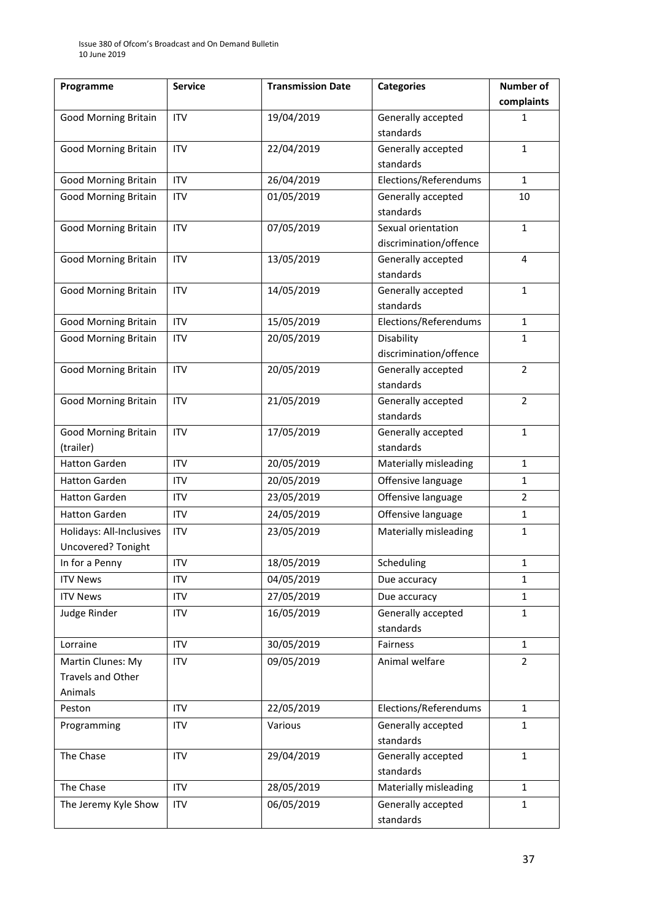| Programme | Service | Transmission Date | Categories | Number of complaints |
|---|---|---|---|---|
| Good Morning Britain | ITV | 19/04/2019 | Generally accepted standards | 1 |
| Good Morning Britain | ITV | 22/04/2019 | Generally accepted standards | 1 |
| Good Morning Britain | ITV | 26/04/2019 | Elections/Referendums | 1 |
| Good Morning Britain | ITV | 01/05/2019 | Generally accepted standards | 10 |
| Good Morning Britain | ITV | 07/05/2019 | Sexual orientation discrimination/offence | 1 |
| Good Morning Britain | ITV | 13/05/2019 | Generally accepted standards | 4 |
| Good Morning Britain | ITV | 14/05/2019 | Generally accepted standards | 1 |
| Good Morning Britain | ITV | 15/05/2019 | Elections/Referendums | 1 |
| Good Morning Britain | ITV | 20/05/2019 | Disability discrimination/offence | 1 |
| Good Morning Britain | ITV | 20/05/2019 | Generally accepted standards | 2 |
| Good Morning Britain | ITV | 21/05/2019 | Generally accepted standards | 2 |
| Good Morning Britain (trailer) | ITV | 17/05/2019 | Generally accepted standards | 1 |
| Hatton Garden | ITV | 20/05/2019 | Materially misleading | 1 |
| Hatton Garden | ITV | 20/05/2019 | Offensive language | 1 |
| Hatton Garden | ITV | 23/05/2019 | Offensive language | 2 |
| Hatton Garden | ITV | 24/05/2019 | Offensive language | 1 |
| Holidays: All-Inclusives Uncovered? Tonight | ITV | 23/05/2019 | Materially misleading | 1 |
| In for a Penny | ITV | 18/05/2019 | Scheduling | 1 |
| ITV News | ITV | 04/05/2019 | Due accuracy | 1 |
| ITV News | ITV | 27/05/2019 | Due accuracy | 1 |
| Judge Rinder | ITV | 16/05/2019 | Generally accepted standards | 1 |
| Lorraine | ITV | 30/05/2019 | Fairness | 1 |
| Martin Clunes: My Travels and Other Animals | ITV | 09/05/2019 | Animal welfare | 2 |
| Peston | ITV | 22/05/2019 | Elections/Referendums | 1 |
| Programming | ITV | Various | Generally accepted standards | 1 |
| The Chase | ITV | 29/04/2019 | Generally accepted standards | 1 |
| The Chase | ITV | 28/05/2019 | Materially misleading | 1 |
| The Jeremy Kyle Show | ITV | 06/05/2019 | Generally accepted standards | 1 |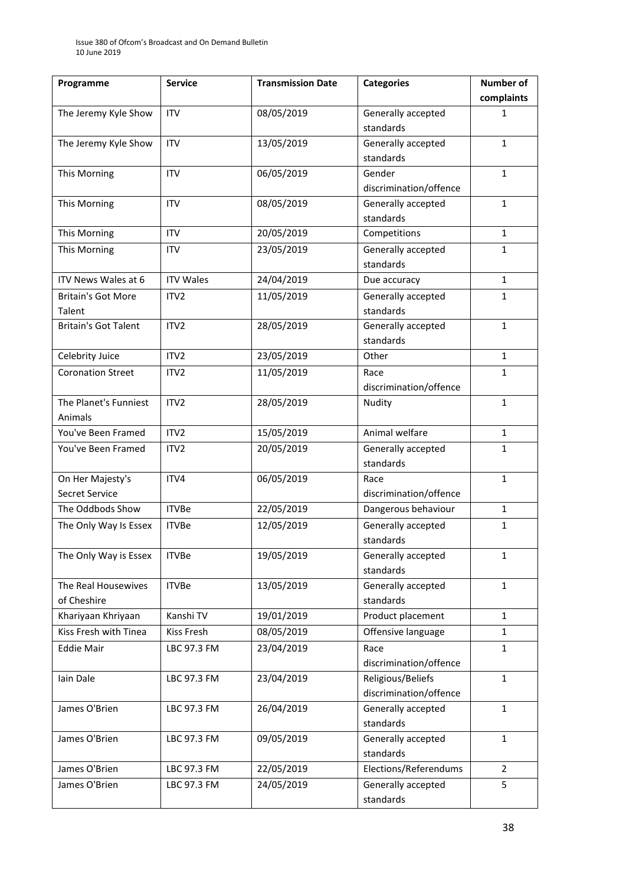| Programme | Service | Transmission Date | Categories | Number of complaints |
|---|---|---|---|---|
| The Jeremy Kyle Show | ITV | 08/05/2019 | Generally accepted standards | 1 |
| The Jeremy Kyle Show | ITV | 13/05/2019 | Generally accepted standards | 1 |
| This Morning | ITV | 06/05/2019 | Gender discrimination/offence | 1 |
| This Morning | ITV | 08/05/2019 | Generally accepted standards | 1 |
| This Morning | ITV | 20/05/2019 | Competitions | 1 |
| This Morning | ITV | 23/05/2019 | Generally accepted standards | 1 |
| ITV News Wales at 6 | ITV Wales | 24/04/2019 | Due accuracy | 1 |
| Britain's Got More Talent | ITV2 | 11/05/2019 | Generally accepted standards | 1 |
| Britain's Got Talent | ITV2 | 28/05/2019 | Generally accepted standards | 1 |
| Celebrity Juice | ITV2 | 23/05/2019 | Other | 1 |
| Coronation Street | ITV2 | 11/05/2019 | Race discrimination/offence | 1 |
| The Planet's Funniest Animals | ITV2 | 28/05/2019 | Nudity | 1 |
| You've Been Framed | ITV2 | 15/05/2019 | Animal welfare | 1 |
| You've Been Framed | ITV2 | 20/05/2019 | Generally accepted standards | 1 |
| On Her Majesty's Secret Service | ITV4 | 06/05/2019 | Race discrimination/offence | 1 |
| The Oddbods Show | ITVBe | 22/05/2019 | Dangerous behaviour | 1 |
| The Only Way Is Essex | ITVBe | 12/05/2019 | Generally accepted standards | 1 |
| The Only Way is Essex | ITVBe | 19/05/2019 | Generally accepted standards | 1 |
| The Real Housewives of Cheshire | ITVBe | 13/05/2019 | Generally accepted standards | 1 |
| Khariyaan Khriyaan | Kanshi TV | 19/01/2019 | Product placement | 1 |
| Kiss Fresh with Tinea | Kiss Fresh | 08/05/2019 | Offensive language | 1 |
| Eddie Mair | LBC 97.3 FM | 23/04/2019 | Race discrimination/offence | 1 |
| Iain Dale | LBC 97.3 FM | 23/04/2019 | Religious/Beliefs discrimination/offence | 1 |
| James O'Brien | LBC 97.3 FM | 26/04/2019 | Generally accepted standards | 1 |
| James O'Brien | LBC 97.3 FM | 09/05/2019 | Generally accepted standards | 1 |
| James O'Brien | LBC 97.3 FM | 22/05/2019 | Elections/Referendums | 2 |
| James O'Brien | LBC 97.3 FM | 24/05/2019 | Generally accepted standards | 5 |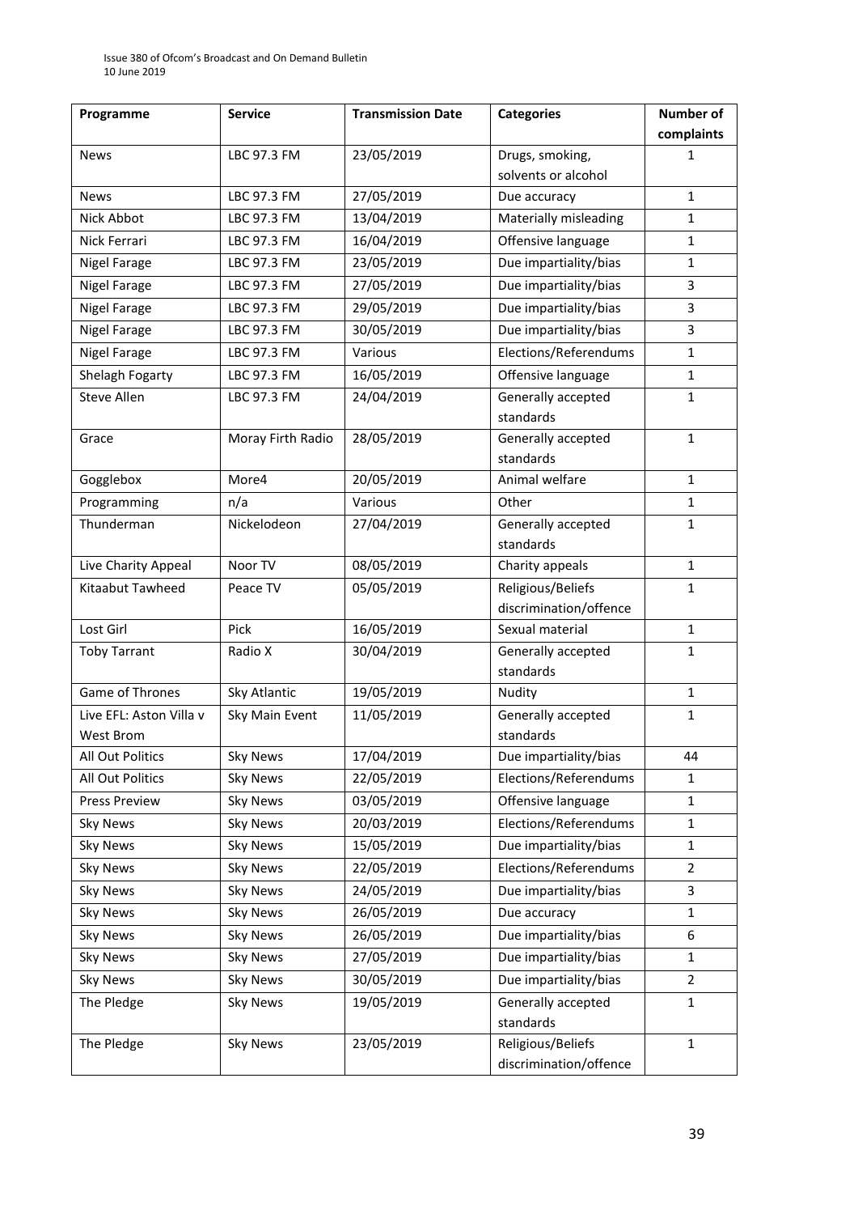| Programme | Service | Transmission Date | Categories | Number of complaints |
|---|---|---|---|---|
| News | LBC 97.3 FM | 23/05/2019 | Drugs, smoking, solvents or alcohol | 1 |
| News | LBC 97.3 FM | 27/05/2019 | Due accuracy | 1 |
| Nick Abbot | LBC 97.3 FM | 13/04/2019 | Materially misleading | 1 |
| Nick Ferrari | LBC 97.3 FM | 16/04/2019 | Offensive language | 1 |
| Nigel Farage | LBC 97.3 FM | 23/05/2019 | Due impartiality/bias | 1 |
| Nigel Farage | LBC 97.3 FM | 27/05/2019 | Due impartiality/bias | 3 |
| Nigel Farage | LBC 97.3 FM | 29/05/2019 | Due impartiality/bias | 3 |
| Nigel Farage | LBC 97.3 FM | 30/05/2019 | Due impartiality/bias | 3 |
| Nigel Farage | LBC 97.3 FM | Various | Elections/Referendums | 1 |
| Shelagh Fogarty | LBC 97.3 FM | 16/05/2019 | Offensive language | 1 |
| Steve Allen | LBC 97.3 FM | 24/04/2019 | Generally accepted standards | 1 |
| Grace | Moray Firth Radio | 28/05/2019 | Generally accepted standards | 1 |
| Gogglebox | More4 | 20/05/2019 | Animal welfare | 1 |
| Programming | n/a | Various | Other | 1 |
| Thunderman | Nickelodeon | 27/04/2019 | Generally accepted standards | 1 |
| Live Charity Appeal | Noor TV | 08/05/2019 | Charity appeals | 1 |
| Kitaabut Tawheed | Peace TV | 05/05/2019 | Religious/Beliefs discrimination/offence | 1 |
| Lost Girl | Pick | 16/05/2019 | Sexual material | 1 |
| Toby Tarrant | Radio X | 30/04/2019 | Generally accepted standards | 1 |
| Game of Thrones | Sky Atlantic | 19/05/2019 | Nudity | 1 |
| Live EFL: Aston Villa v West Brom | Sky Main Event | 11/05/2019 | Generally accepted standards | 1 |
| All Out Politics | Sky News | 17/04/2019 | Due impartiality/bias | 44 |
| All Out Politics | Sky News | 22/05/2019 | Elections/Referendums | 1 |
| Press Preview | Sky News | 03/05/2019 | Offensive language | 1 |
| Sky News | Sky News | 20/03/2019 | Elections/Referendums | 1 |
| Sky News | Sky News | 15/05/2019 | Due impartiality/bias | 1 |
| Sky News | Sky News | 22/05/2019 | Elections/Referendums | 2 |
| Sky News | Sky News | 24/05/2019 | Due impartiality/bias | 3 |
| Sky News | Sky News | 26/05/2019 | Due accuracy | 1 |
| Sky News | Sky News | 26/05/2019 | Due impartiality/bias | 6 |
| Sky News | Sky News | 27/05/2019 | Due impartiality/bias | 1 |
| Sky News | Sky News | 30/05/2019 | Due impartiality/bias | 2 |
| The Pledge | Sky News | 19/05/2019 | Generally accepted standards | 1 |
| The Pledge | Sky News | 23/05/2019 | Religious/Beliefs discrimination/offence | 1 |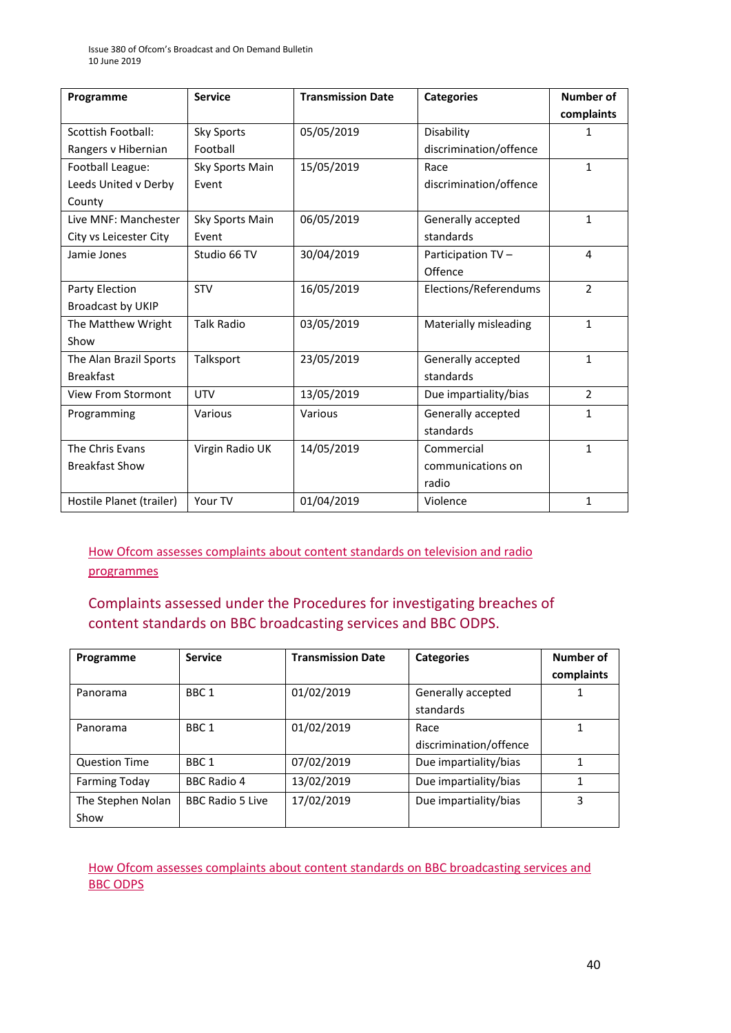| Programme | Service | Transmission Date | Categories | Number of complaints |
|---|---|---|---|---|
| Scottish Football: Rangers v Hibernian | Sky Sports Football | 05/05/2019 | Disability discrimination/offence | 1 |
| Football League: Leeds United v Derby County | Sky Sports Main Event | 15/05/2019 | Race discrimination/offence | 1 |
| Live MNF: Manchester City vs Leicester City | Sky Sports Main Event | 06/05/2019 | Generally accepted standards | 1 |
| Jamie Jones | Studio 66 TV | 30/04/2019 | Participation TV – Offence | 4 |
| Party Election Broadcast by UKIP | STV | 16/05/2019 | Elections/Referendums | 2 |
| The Matthew Wright Show | Talk Radio | 03/05/2019 | Materially misleading | 1 |
| The Alan Brazil Sports Breakfast | Talksport | 23/05/2019 | Generally accepted standards | 1 |
| View From Stormont | UTV | 13/05/2019 | Due impartiality/bias | 2 |
| Programming | Various | Various | Generally accepted standards | 1 |
| The Chris Evans Breakfast Show | Virgin Radio UK | 14/05/2019 | Commercial communications on radio | 1 |
| Hostile Planet (trailer) | Your TV | 01/04/2019 | Violence | 1 |

How Ofcom assesses complaints about content standards on television and radio programmes

## Complaints assessed under the Procedures for investigating breaches of content standards on BBC broadcasting services and BBC ODPS.

| Programme | Service | Transmission Date | Categories | Number of complaints |
|---|---|---|---|---|
| Panorama | BBC 1 | 01/02/2019 | Generally accepted standards | 1 |
| Panorama | BBC 1 | 01/02/2019 | Race discrimination/offence | 1 |
| Question Time | BBC 1 | 07/02/2019 | Due impartiality/bias | 1 |
| Farming Today | BBC Radio 4 | 13/02/2019 | Due impartiality/bias | 1 |
| The Stephen Nolan Show | BBC Radio 5 Live | 17/02/2019 | Due impartiality/bias | 3 |

How Ofcom assesses complaints about content standards on BBC broadcasting services and BBC ODPS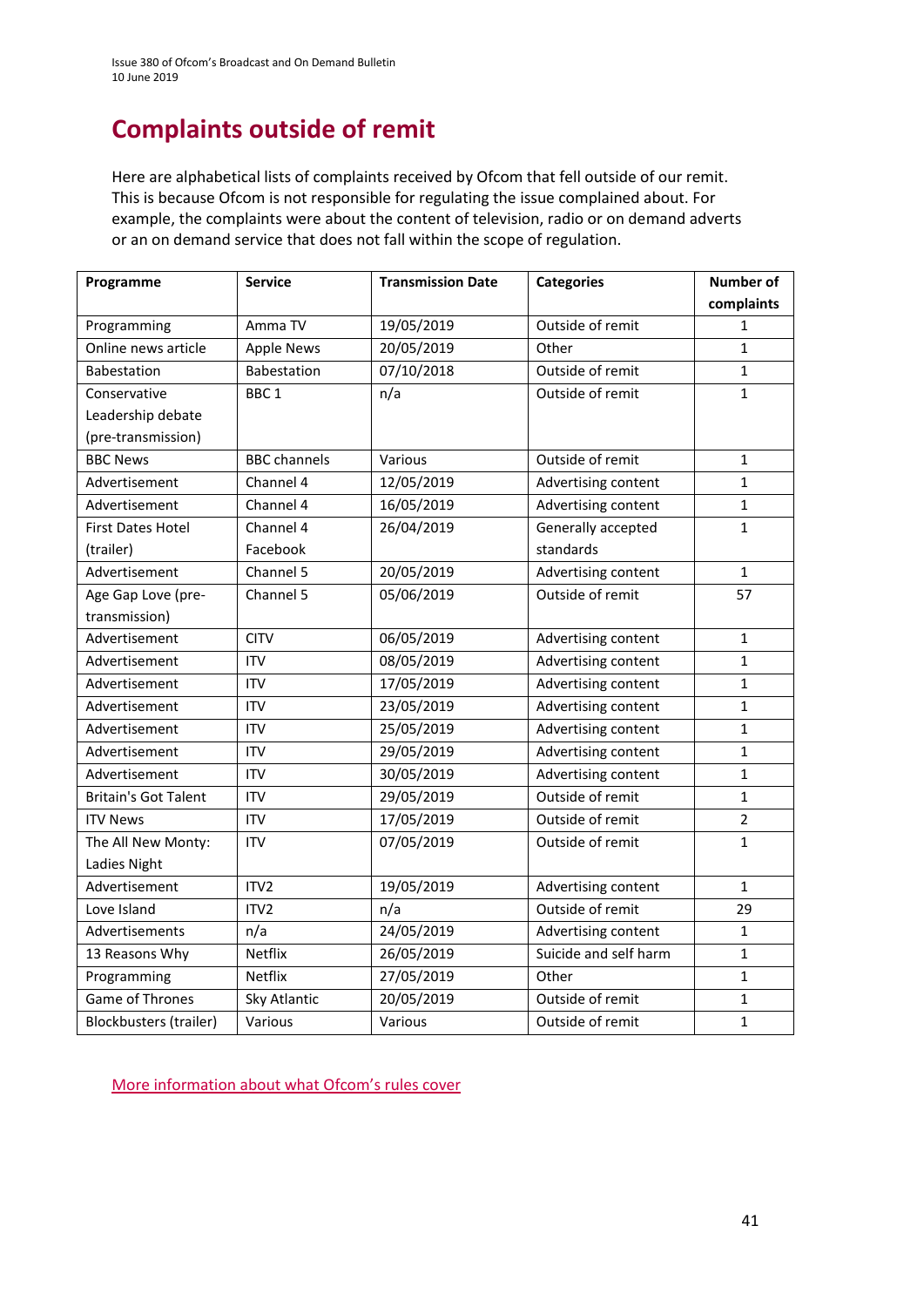# Complaints outside of remit

Here are alphabetical lists of complaints received by Ofcom that fell outside of our remit. This is because Ofcom is not responsible for regulating the issue complained about. For example, the complaints were about the content of television, radio or on demand adverts or an on demand service that does not fall within the scope of regulation.

| Programme | Service | Transmission Date | Categories | Number of complaints |
|---|---|---|---|---|
| Programming | Amma TV | 19/05/2019 | Outside of remit | 1 |
| Online news article | Apple News | 20/05/2019 | Other | 1 |
| Babestation | Babestation | 07/10/2018 | Outside of remit | 1 |
| Conservative Leadership debate (pre-transmission) | BBC 1 | n/a | Outside of remit | 1 |
| BBC News | BBC channels | Various | Outside of remit | 1 |
| Advertisement | Channel 4 | 12/05/2019 | Advertising content | 1 |
| Advertisement | Channel 4 | 16/05/2019 | Advertising content | 1 |
| First Dates Hotel (trailer) | Channel 4 Facebook | 26/04/2019 | Generally accepted standards | 1 |
| Advertisement | Channel 5 | 20/05/2019 | Advertising content | 1 |
| Age Gap Love (pre-transmission) | Channel 5 | 05/06/2019 | Outside of remit | 57 |
| Advertisement | CITV | 06/05/2019 | Advertising content | 1 |
| Advertisement | ITV | 08/05/2019 | Advertising content | 1 |
| Advertisement | ITV | 17/05/2019 | Advertising content | 1 |
| Advertisement | ITV | 23/05/2019 | Advertising content | 1 |
| Advertisement | ITV | 25/05/2019 | Advertising content | 1 |
| Advertisement | ITV | 29/05/2019 | Advertising content | 1 |
| Advertisement | ITV | 30/05/2019 | Advertising content | 1 |
| Britain's Got Talent | ITV | 29/05/2019 | Outside of remit | 1 |
| ITV News | ITV | 17/05/2019 | Outside of remit | 2 |
| The All New Monty: Ladies Night | ITV | 07/05/2019 | Outside of remit | 1 |
| Advertisement | ITV2 | 19/05/2019 | Advertising content | 1 |
| Love Island | ITV2 | n/a | Outside of remit | 29 |
| Advertisements | n/a | 24/05/2019 | Advertising content | 1 |
| 13 Reasons Why | Netflix | 26/05/2019 | Suicide and self harm | 1 |
| Programming | Netflix | 27/05/2019 | Other | 1 |
| Game of Thrones | Sky Atlantic | 20/05/2019 | Outside of remit | 1 |
| Blockbusters (trailer) | Various | Various | Outside of remit | 1 |

More information about what Ofcom's rules cover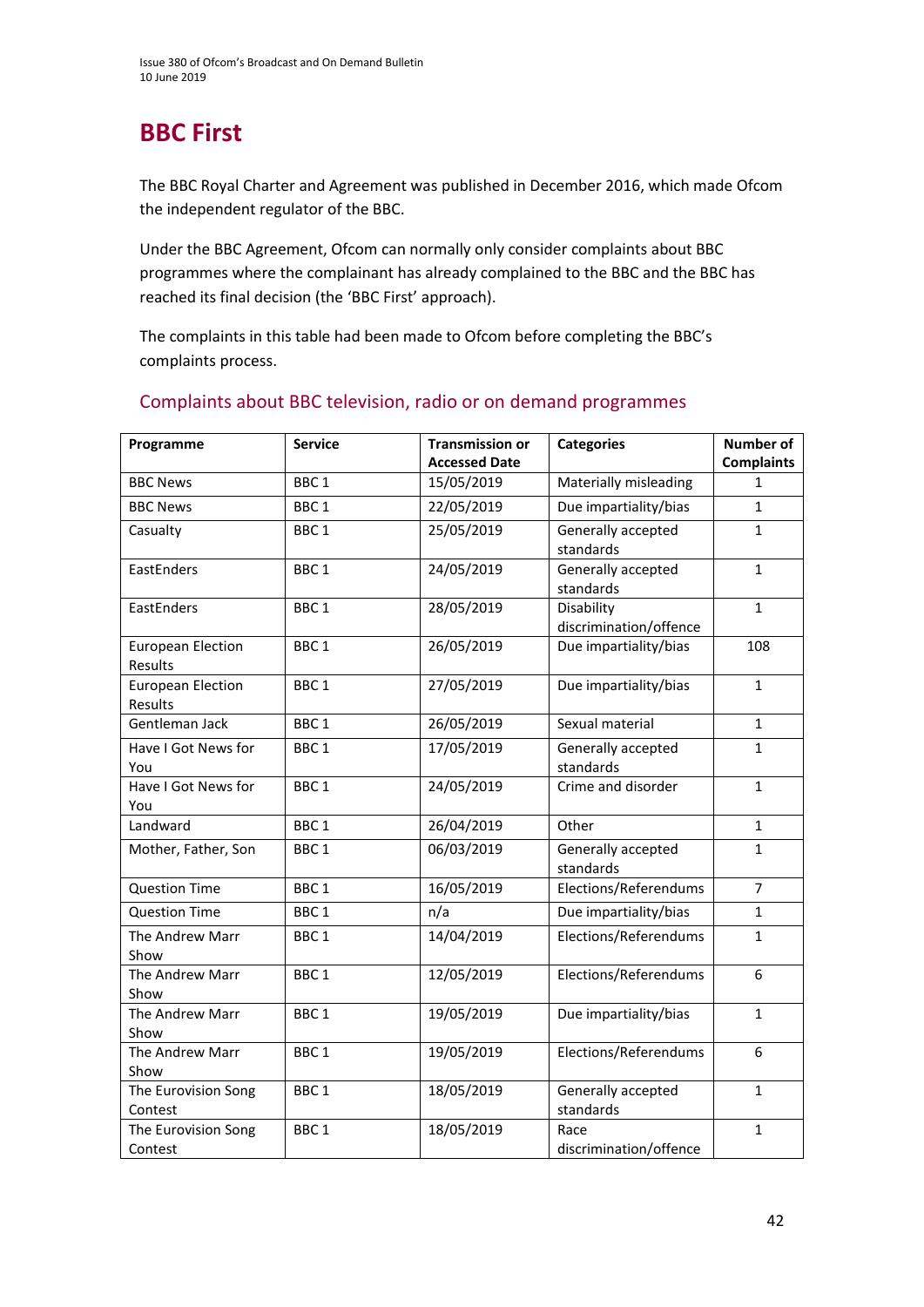# BBC First

The BBC Royal Charter and Agreement was published in December 2016, which made Ofcom the independent regulator of the BBC.

Under the BBC Agreement, Ofcom can normally only consider complaints about BBC programmes where the complainant has already complained to the BBC and the BBC has reached its final decision (the 'BBC First' approach).

The complaints in this table had been made to Ofcom before completing the BBC's complaints process.

## Complaints about BBC television, radio or on demand programmes

| Programme | Service | Transmission or Accessed Date | Categories | Number of Complaints |
|---|---|---|---|---|
| BBC News | BBC 1 | 15/05/2019 | Materially misleading | 1 |
| BBC News | BBC 1 | 22/05/2019 | Due impartiality/bias | 1 |
| Casualty | BBC 1 | 25/05/2019 | Generally accepted standards | 1 |
| EastEnders | BBC 1 | 24/05/2019 | Generally accepted standards | 1 |
| EastEnders | BBC 1 | 28/05/2019 | Disability discrimination/offence | 1 |
| European Election Results | BBC 1 | 26/05/2019 | Due impartiality/bias | 108 |
| European Election Results | BBC 1 | 27/05/2019 | Due impartiality/bias | 1 |
| Gentleman Jack | BBC 1 | 26/05/2019 | Sexual material | 1 |
| Have I Got News for You | BBC 1 | 17/05/2019 | Generally accepted standards | 1 |
| Have I Got News for You | BBC 1 | 24/05/2019 | Crime and disorder | 1 |
| Landward | BBC 1 | 26/04/2019 | Other | 1 |
| Mother, Father, Son | BBC 1 | 06/03/2019 | Generally accepted standards | 1 |
| Question Time | BBC 1 | 16/05/2019 | Elections/Referendums | 7 |
| Question Time | BBC 1 | n/a | Due impartiality/bias | 1 |
| The Andrew Marr Show | BBC 1 | 14/04/2019 | Elections/Referendums | 1 |
| The Andrew Marr Show | BBC 1 | 12/05/2019 | Elections/Referendums | 6 |
| The Andrew Marr Show | BBC 1 | 19/05/2019 | Due impartiality/bias | 1 |
| The Andrew Marr Show | BBC 1 | 19/05/2019 | Elections/Referendums | 6 |
| The Eurovision Song Contest | BBC 1 | 18/05/2019 | Generally accepted standards | 1 |
| The Eurovision Song Contest | BBC 1 | 18/05/2019 | Race discrimination/offence | 1 |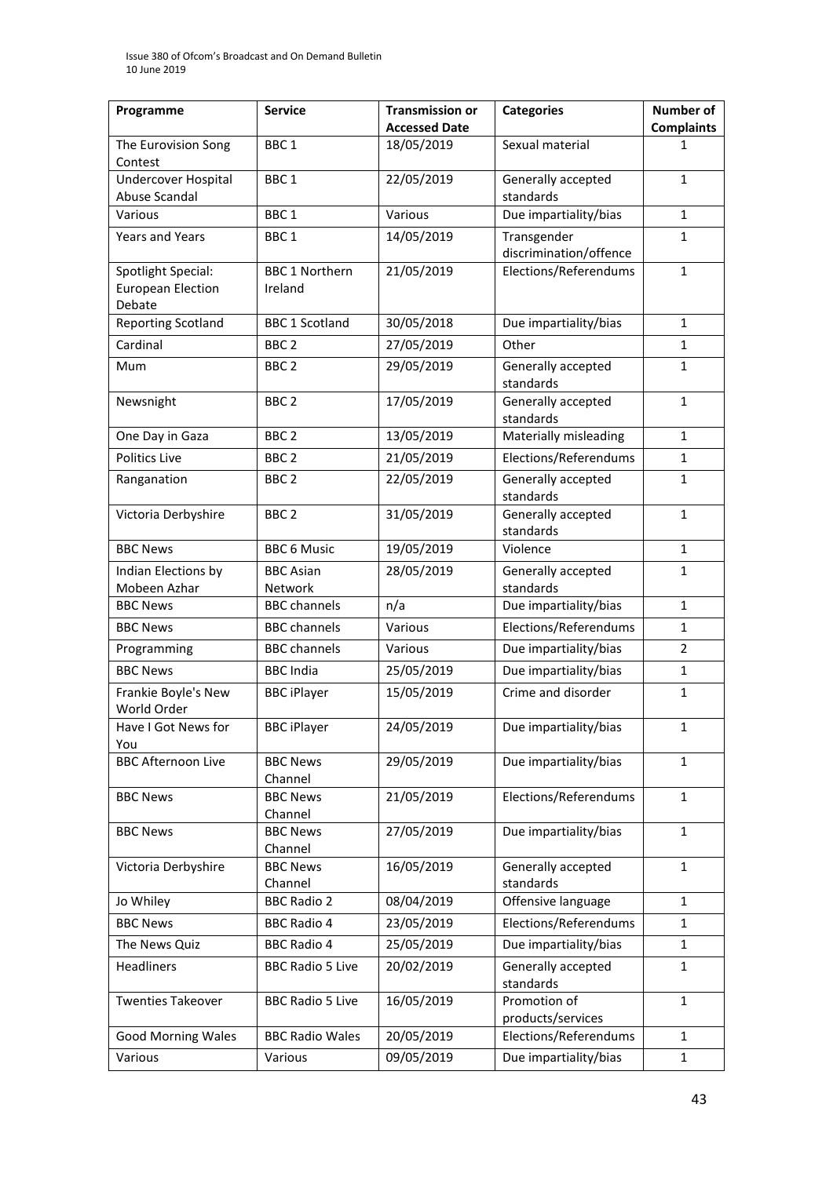| Programme | Service | Transmission or Accessed Date | Categories | Number of Complaints |
|---|---|---|---|---|
| The Eurovision Song Contest | BBC 1 | 18/05/2019 | Sexual material | 1 |
| Undercover Hospital Abuse Scandal | BBC 1 | 22/05/2019 | Generally accepted standards | 1 |
| Various | BBC 1 | Various | Due impartiality/bias | 1 |
| Years and Years | BBC 1 | 14/05/2019 | Transgender discrimination/offence | 1 |
| Spotlight Special: European Election Debate | BBC 1 Northern Ireland | 21/05/2019 | Elections/Referendums | 1 |
| Reporting Scotland | BBC 1 Scotland | 30/05/2018 | Due impartiality/bias | 1 |
| Cardinal | BBC 2 | 27/05/2019 | Other | 1 |
| Mum | BBC 2 | 29/05/2019 | Generally accepted standards | 1 |
| Newsnight | BBC 2 | 17/05/2019 | Generally accepted standards | 1 |
| One Day in Gaza | BBC 2 | 13/05/2019 | Materially misleading | 1 |
| Politics Live | BBC 2 | 21/05/2019 | Elections/Referendums | 1 |
| Ranganation | BBC 2 | 22/05/2019 | Generally accepted standards | 1 |
| Victoria Derbyshire | BBC 2 | 31/05/2019 | Generally accepted standards | 1 |
| BBC News | BBC 6 Music | 19/05/2019 | Violence | 1 |
| Indian Elections by Mobeen Azhar | BBC Asian Network | 28/05/2019 | Generally accepted standards | 1 |
| BBC News | BBC channels | n/a | Due impartiality/bias | 1 |
| BBC News | BBC channels | Various | Elections/Referendums | 1 |
| Programming | BBC channels | Various | Due impartiality/bias | 2 |
| BBC News | BBC India | 25/05/2019 | Due impartiality/bias | 1 |
| Frankie Boyle's New World Order | BBC iPlayer | 15/05/2019 | Crime and disorder | 1 |
| Have I Got News for You | BBC iPlayer | 24/05/2019 | Due impartiality/bias | 1 |
| BBC Afternoon Live | BBC News Channel | 29/05/2019 | Due impartiality/bias | 1 |
| BBC News | BBC News Channel | 21/05/2019 | Elections/Referendums | 1 |
| BBC News | BBC News Channel | 27/05/2019 | Due impartiality/bias | 1 |
| Victoria Derbyshire | BBC News Channel | 16/05/2019 | Generally accepted standards | 1 |
| Jo Whiley | BBC Radio 2 | 08/04/2019 | Offensive language | 1 |
| BBC News | BBC Radio 4 | 23/05/2019 | Elections/Referendums | 1 |
| The News Quiz | BBC Radio 4 | 25/05/2019 | Due impartiality/bias | 1 |
| Headliners | BBC Radio 5 Live | 20/02/2019 | Generally accepted standards | 1 |
| Twenties Takeover | BBC Radio 5 Live | 16/05/2019 | Promotion of products/services | 1 |
| Good Morning Wales | BBC Radio Wales | 20/05/2019 | Elections/Referendums | 1 |
| Various | Various | 09/05/2019 | Due impartiality/bias | 1 |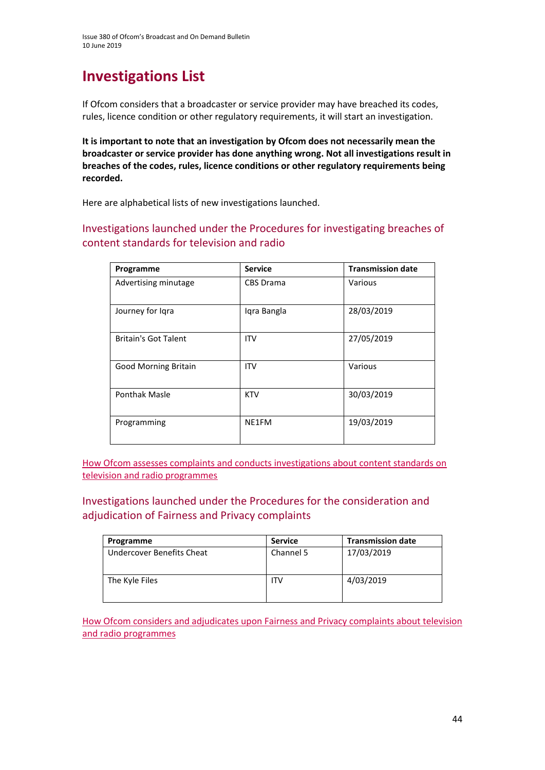# Investigations List

If Ofcom considers that a broadcaster or service provider may have breached its codes, rules, licence condition or other regulatory requirements, it will start an investigation.

**It is important to note that an investigation by Ofcom does not necessarily mean the broadcaster or service provider has done anything wrong. Not all investigations result in breaches of the codes, rules, licence conditions or other regulatory requirements being recorded.**

Here are alphabetical lists of new investigations launched.

## Investigations launched under the Procedures for investigating breaches of content standards for television and radio

| Programme | Service | Transmission date |
|---|---|---|
| Advertising minutage | CBS Drama | Various |
| Journey for Iqra | Iqra Bangla | 28/03/2019 |
| Britain's Got Talent | ITV | 27/05/2019 |
| Good Morning Britain | ITV | Various |
| Ponthak Masle | KTV | 30/03/2019 |
| Programming | NE1FM | 19/03/2019 |

How Ofcom assesses complaints and conducts investigations about content standards on television and radio programmes

## Investigations launched under the Procedures for the consideration and adjudication of Fairness and Privacy complaints

| Programme | Service | Transmission date |
|---|---|---|
| Undercover Benefits Cheat | Channel 5 | 17/03/2019 |
| The Kyle Files | ITV | 4/03/2019 |

How Ofcom considers and adjudicates upon Fairness and Privacy complaints about television and radio programmes